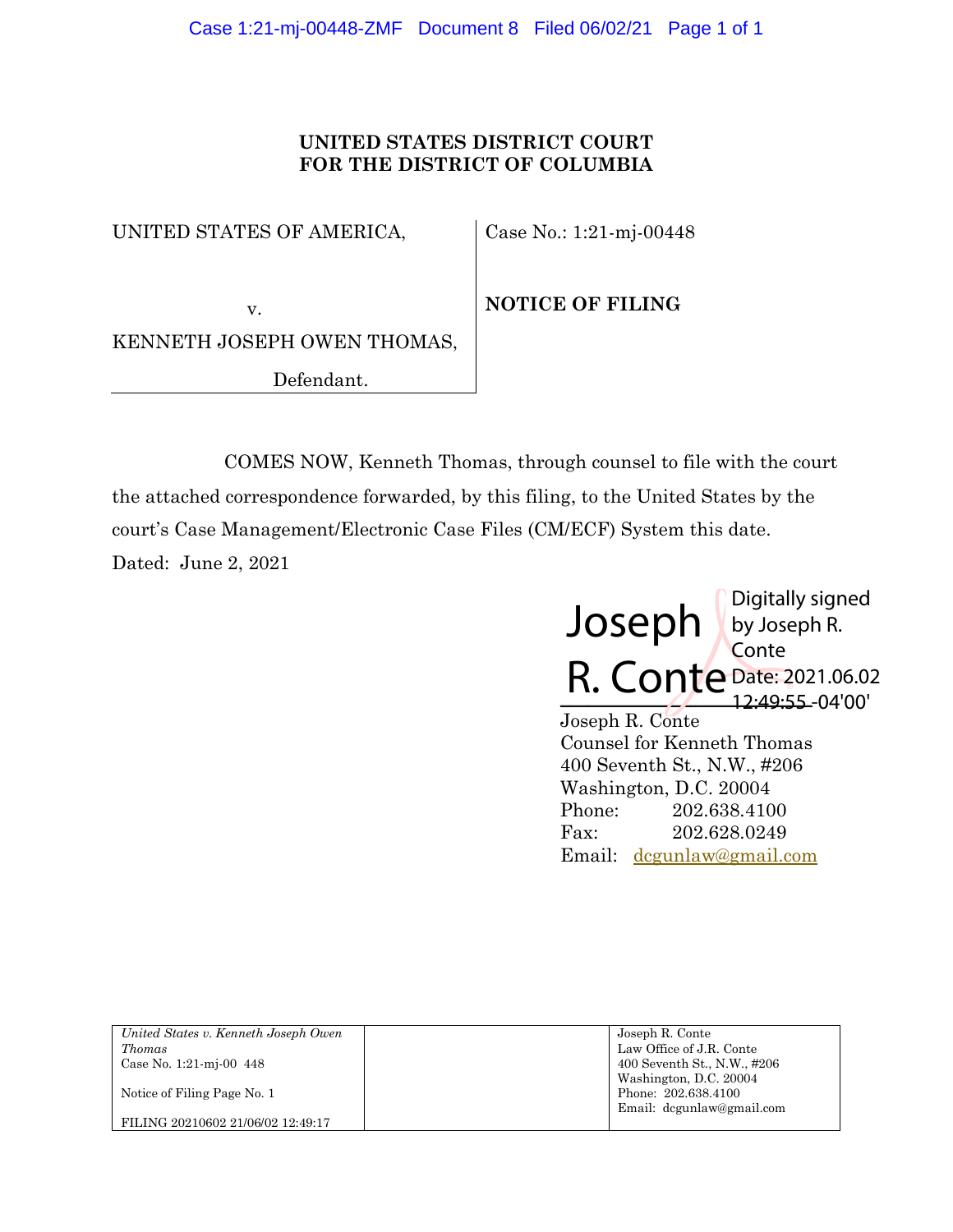**UNITED STATES DISTRICT COURT**
**FOR THE DISTRICT OF COLUMBIA**

| UNITED STATES OF AMERICA, v. KENNETH JOSEPH OWEN THOMAS, Defendant. | Case No.: 1:21-mj-00448 **NOTICE OF FILING** |
|---|---|

COMES NOW, Kenneth Thomas, through counsel to file with the court the attached correspondence forwarded, by this filing, to the United States by the court's Case Management/Electronic Case Files (CM/ECF) System this date.

Dated: June 2, 2021

Joseph R. Conte
Digitally signed by Joseph R. Conte
Date: 2021.06.02 12:49:55 -04'00'

Joseph R. Conte
Counsel for Kenneth Thomas
400 Seventh St., N.W., #206
Washington, D.C. 20004
Phone: 202.638.4100
Fax: 202.628.0249
Email: dcgunlaw@gmail.com

| *United States v. Kenneth Joseph Owen Thomas* Case No. 1:21-mj-00 448 Notice of Filing Page No. 1 FILING 20210602 21/06/02 12:49:17 | | Joseph R. Conte Law Office of J.R. Conte 400 Seventh St., N.W., #206 Washington, D.C. 20004 Phone: 202.638.4100 Email: dcgunlaw@gmail.com |
|---|---|---|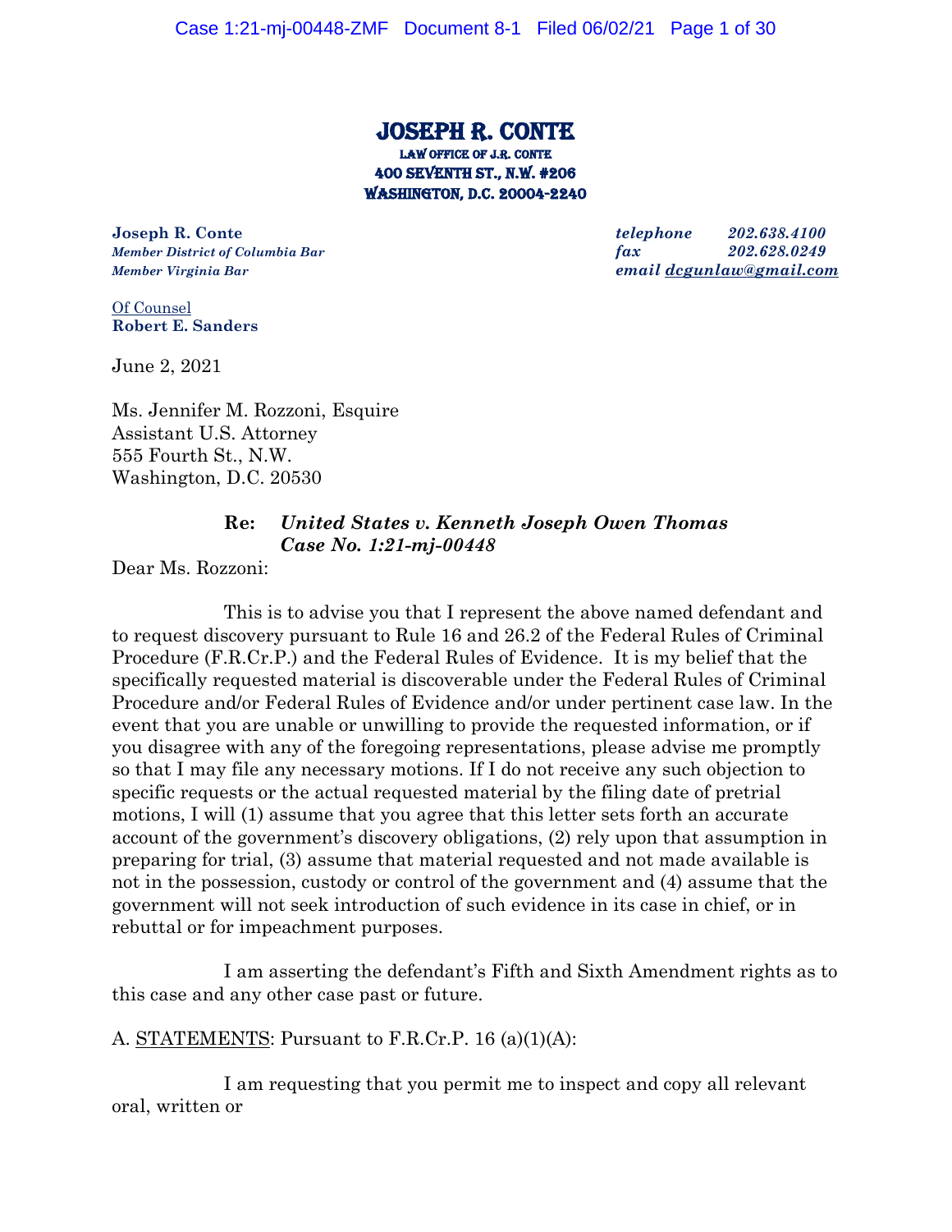# JOSEPH R. CONTE

LAW OFFICE OF J.R. CONTE
400 SEVENTH ST., N.W. #206
WASHINGTON, D.C. 20004-2240

**Joseph R. Conte**
***Member District of Columbia Bar***
***Member Virginia Bar***

***telephone 202.638.4100***
***fax 202.628.0249***
***email dcgunlaw@gmail.com***

Of Counsel
**Robert E. Sanders**

June 2, 2021

Ms. Jennifer M. Rozzoni, Esquire
Assistant U.S. Attorney
555 Fourth St., N.W.
Washington, D.C. 20530

**Re:** ***United States v. Kenneth Joseph Owen Thomas***
***Case No. 1:21-mj-00448***

Dear Ms. Rozzoni:

This is to advise you that I represent the above named defendant and to request discovery pursuant to Rule 16 and 26.2 of the Federal Rules of Criminal Procedure (F.R.Cr.P.) and the Federal Rules of Evidence. It is my belief that the specifically requested material is discoverable under the Federal Rules of Criminal Procedure and/or Federal Rules of Evidence and/or under pertinent case law. In the event that you are unable or unwilling to provide the requested information, or if you disagree with any of the foregoing representations, please advise me promptly so that I may file any necessary motions. If I do not receive any such objection to specific requests or the actual requested material by the filing date of pretrial motions, I will (1) assume that you agree that this letter sets forth an accurate account of the government's discovery obligations, (2) rely upon that assumption in preparing for trial, (3) assume that material requested and not made available is not in the possession, custody or control of the government and (4) assume that the government will not seek introduction of such evidence in its case in chief, or in rebuttal or for impeachment purposes.

I am asserting the defendant's Fifth and Sixth Amendment rights as to this case and any other case past or future.

A. STATEMENTS: Pursuant to F.R.Cr.P. 16 (a)(1)(A):

I am requesting that you permit me to inspect and copy all relevant oral, written or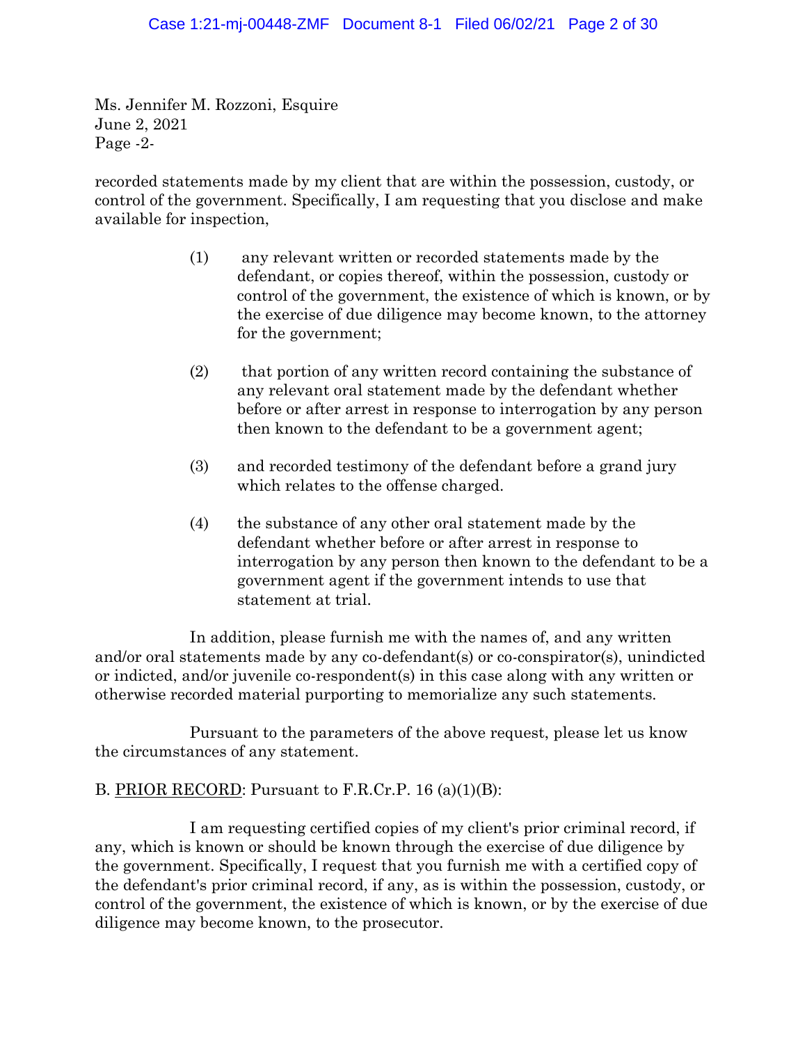Ms. Jennifer M. Rozzoni, Esquire
June 2, 2021
Page -2-

recorded statements made by my client that are within the possession, custody, or control of the government. Specifically, I am requesting that you disclose and make available for inspection,

(1) any relevant written or recorded statements made by the defendant, or copies thereof, within the possession, custody or control of the government, the existence of which is known, or by the exercise of due diligence may become known, to the attorney for the government;

(2) that portion of any written record containing the substance of any relevant oral statement made by the defendant whether before or after arrest in response to interrogation by any person then known to the defendant to be a government agent;

(3) and recorded testimony of the defendant before a grand jury which relates to the offense charged.

(4) the substance of any other oral statement made by the defendant whether before or after arrest in response to interrogation by any person then known to the defendant to be a government agent if the government intends to use that statement at trial.

In addition, please furnish me with the names of, and any written and/or oral statements made by any co-defendant(s) or co-conspirator(s), unindicted or indicted, and/or juvenile co-respondent(s) in this case along with any written or otherwise recorded material purporting to memorialize any such statements.

Pursuant to the parameters of the above request, please let us know the circumstances of any statement.

B. <u>PRIOR RECORD</u>: Pursuant to F.R.Cr.P. 16 (a)(1)(B):

I am requesting certified copies of my client's prior criminal record, if any, which is known or should be known through the exercise of due diligence by the government. Specifically, I request that you furnish me with a certified copy of the defendant's prior criminal record, if any, as is within the possession, custody, or control of the government, the existence of which is known, or by the exercise of due diligence may become known, to the prosecutor.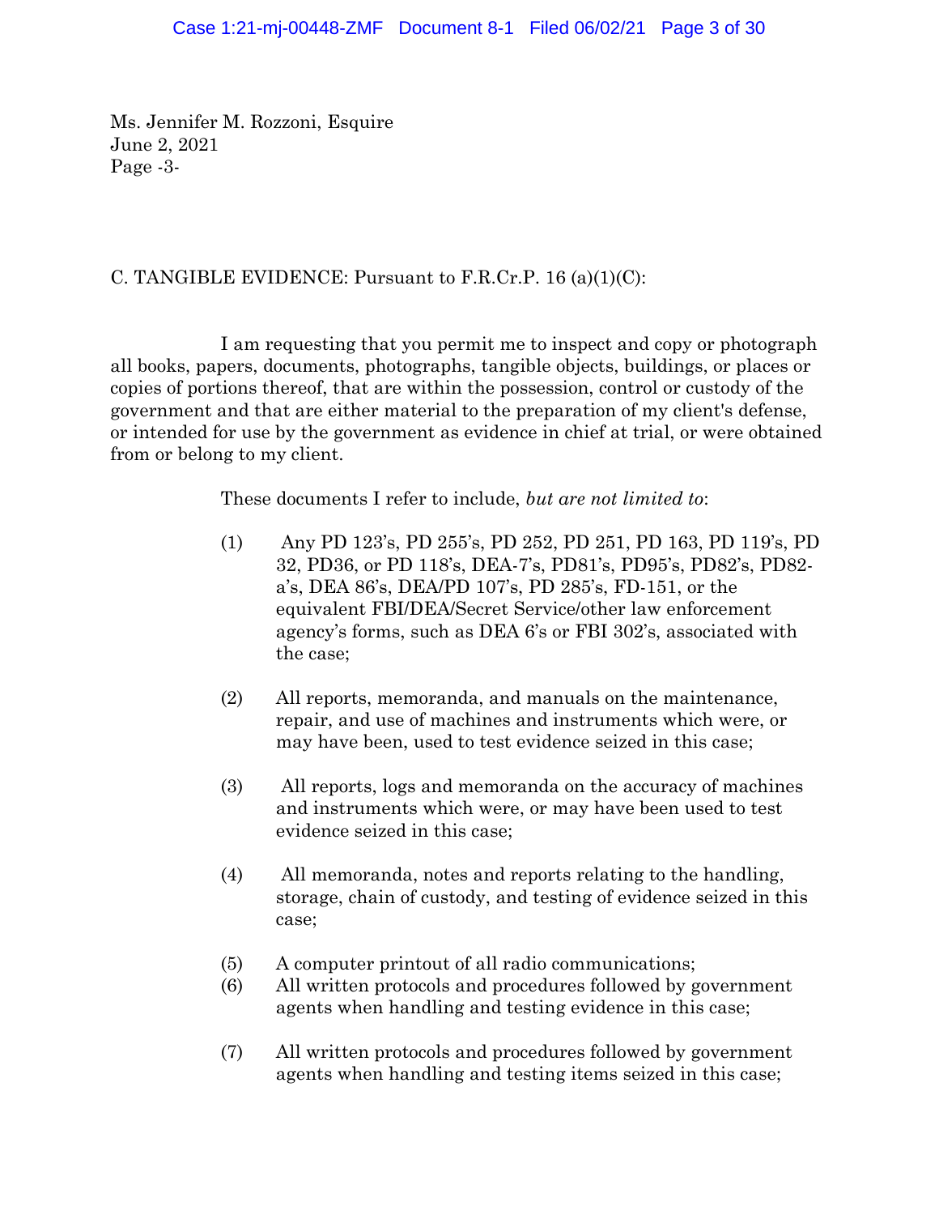Ms. Jennifer M. Rozzoni, Esquire
June 2, 2021
Page -3-

C. TANGIBLE EVIDENCE: Pursuant to F.R.Cr.P. 16 (a)(1)(C):

I am requesting that you permit me to inspect and copy or photograph all books, papers, documents, photographs, tangible objects, buildings, or places or copies of portions thereof, that are within the possession, control or custody of the government and that are either material to the preparation of my client's defense, or intended for use by the government as evidence in chief at trial, or were obtained from or belong to my client.

These documents I refer to include, *but are not limited to*:

(1) Any PD 123's, PD 255's, PD 252, PD 251, PD 163, PD 119's, PD 32, PD36, or PD 118's, DEA-7's, PD81's, PD95's, PD82's, PD82-a's, DEA 86's, DEA/PD 107's, PD 285's, FD-151, or the equivalent FBI/DEA/Secret Service/other law enforcement agency's forms, such as DEA 6's or FBI 302's, associated with the case;

(2) All reports, memoranda, and manuals on the maintenance, repair, and use of machines and instruments which were, or may have been, used to test evidence seized in this case;

(3) All reports, logs and memoranda on the accuracy of machines and instruments which were, or may have been used to test evidence seized in this case;

(4) All memoranda, notes and reports relating to the handling, storage, chain of custody, and testing of evidence seized in this case;

(5) A computer printout of all radio communications;

(6) All written protocols and procedures followed by government agents when handling and testing evidence in this case;

(7) All written protocols and procedures followed by government agents when handling and testing items seized in this case;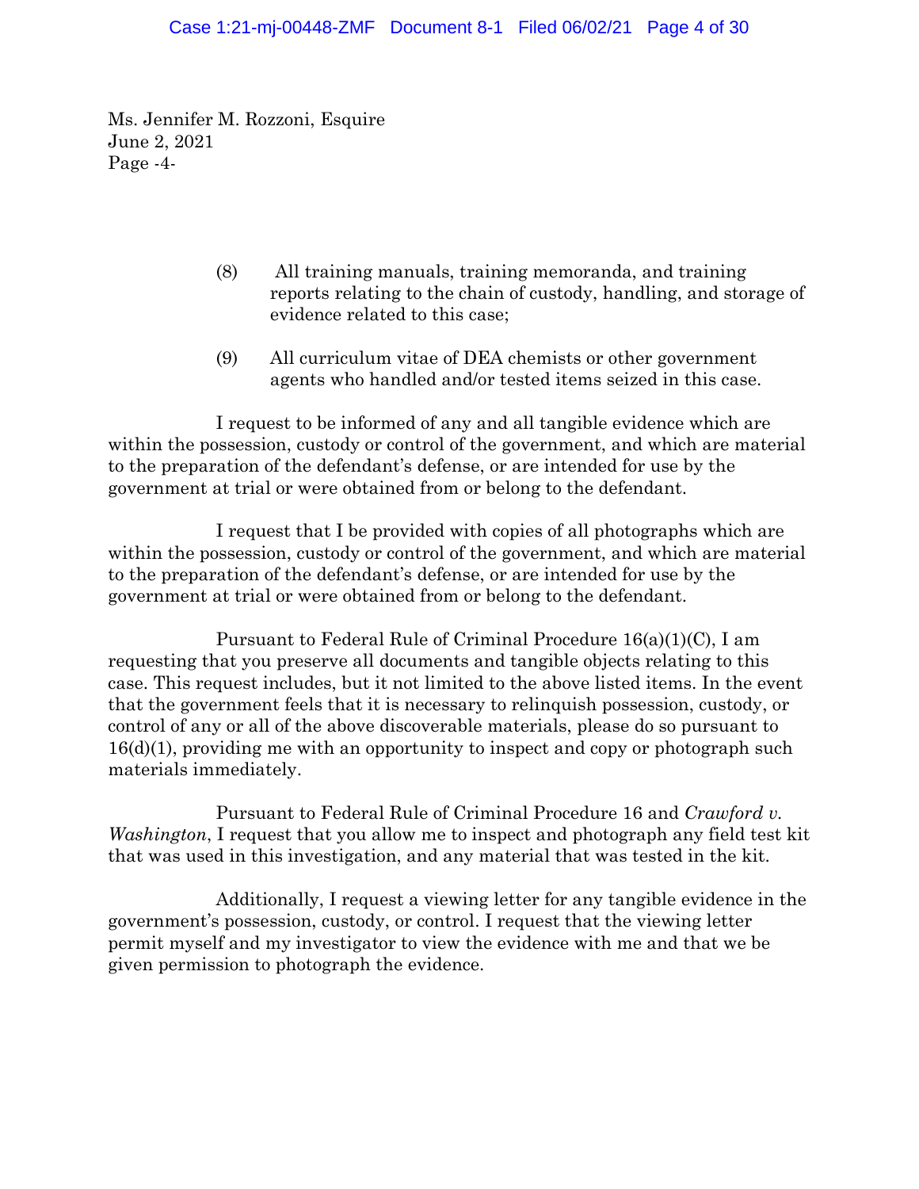Ms. Jennifer M. Rozzoni, Esquire
June 2, 2021
Page -4-

(8) All training manuals, training memoranda, and training reports relating to the chain of custody, handling, and storage of evidence related to this case;

(9) All curriculum vitae of DEA chemists or other government agents who handled and/or tested items seized in this case.

I request to be informed of any and all tangible evidence which are within the possession, custody or control of the government, and which are material to the preparation of the defendant's defense, or are intended for use by the government at trial or were obtained from or belong to the defendant.

I request that I be provided with copies of all photographs which are within the possession, custody or control of the government, and which are material to the preparation of the defendant's defense, or are intended for use by the government at trial or were obtained from or belong to the defendant.

Pursuant to Federal Rule of Criminal Procedure 16(a)(1)(C), I am requesting that you preserve all documents and tangible objects relating to this case. This request includes, but it not limited to the above listed items. In the event that the government feels that it is necessary to relinquish possession, custody, or control of any or all of the above discoverable materials, please do so pursuant to 16(d)(1), providing me with an opportunity to inspect and copy or photograph such materials immediately.

Pursuant to Federal Rule of Criminal Procedure 16 and *Crawford v. Washington*, I request that you allow me to inspect and photograph any field test kit that was used in this investigation, and any material that was tested in the kit.

Additionally, I request a viewing letter for any tangible evidence in the government's possession, custody, or control. I request that the viewing letter permit myself and my investigator to view the evidence with me and that we be given permission to photograph the evidence.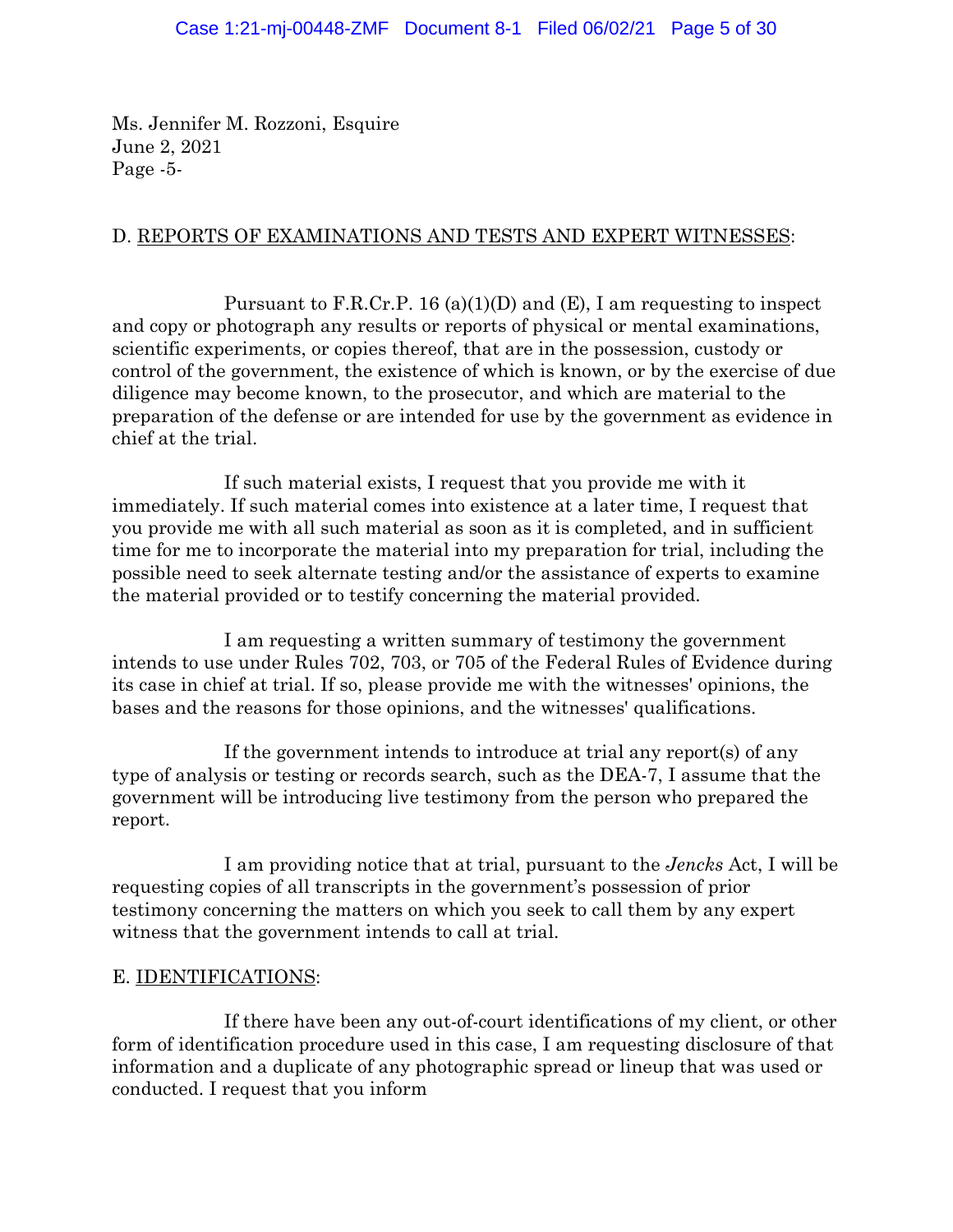Ms. Jennifer M. Rozzoni, Esquire
June 2, 2021
Page -5-

D. REPORTS OF EXAMINATIONS AND TESTS AND EXPERT WITNESSES:

Pursuant to F.R.Cr.P. 16 (a)(1)(D) and (E), I am requesting to inspect and copy or photograph any results or reports of physical or mental examinations, scientific experiments, or copies thereof, that are in the possession, custody or control of the government, the existence of which is known, or by the exercise of due diligence may become known, to the prosecutor, and which are material to the preparation of the defense or are intended for use by the government as evidence in chief at the trial.

If such material exists, I request that you provide me with it immediately. If such material comes into existence at a later time, I request that you provide me with all such material as soon as it is completed, and in sufficient time for me to incorporate the material into my preparation for trial, including the possible need to seek alternate testing and/or the assistance of experts to examine the material provided or to testify concerning the material provided.

I am requesting a written summary of testimony the government intends to use under Rules 702, 703, or 705 of the Federal Rules of Evidence during its case in chief at trial. If so, please provide me with the witnesses' opinions, the bases and the reasons for those opinions, and the witnesses' qualifications.

If the government intends to introduce at trial any report(s) of any type of analysis or testing or records search, such as the DEA-7, I assume that the government will be introducing live testimony from the person who prepared the report.

I am providing notice that at trial, pursuant to the *Jencks* Act, I will be requesting copies of all transcripts in the government's possession of prior testimony concerning the matters on which you seek to call them by any expert witness that the government intends to call at trial.

E. IDENTIFICATIONS:

If there have been any out-of-court identifications of my client, or other form of identification procedure used in this case, I am requesting disclosure of that information and a duplicate of any photographic spread or lineup that was used or conducted. I request that you inform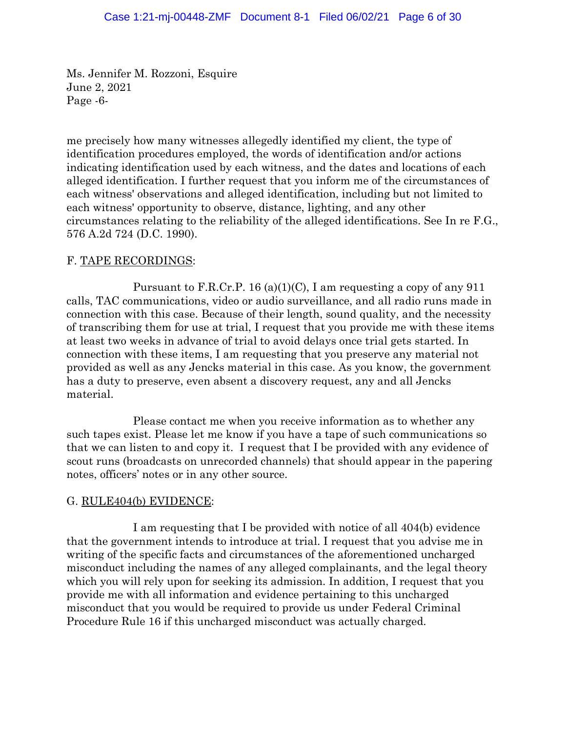Ms. Jennifer M. Rozzoni, Esquire
June 2, 2021
Page -6-

me precisely how many witnesses allegedly identified my client, the type of identification procedures employed, the words of identification and/or actions indicating identification used by each witness, and the dates and locations of each alleged identification. I further request that you inform me of the circumstances of each witness' observations and alleged identification, including but not limited to each witness' opportunity to observe, distance, lighting, and any other circumstances relating to the reliability of the alleged identifications. See In re F.G., 576 A.2d 724 (D.C. 1990).

F. <u>TAPE RECORDINGS</u>:

Pursuant to F.R.Cr.P. 16 (a)(1)(C), I am requesting a copy of any 911 calls, TAC communications, video or audio surveillance, and all radio runs made in connection with this case. Because of their length, sound quality, and the necessity of transcribing them for use at trial, I request that you provide me with these items at least two weeks in advance of trial to avoid delays once trial gets started. In connection with these items, I am requesting that you preserve any material not provided as well as any Jencks material in this case. As you know, the government has a duty to preserve, even absent a discovery request, any and all Jencks material.

Please contact me when you receive information as to whether any such tapes exist. Please let me know if you have a tape of such communications so that we can listen to and copy it. I request that I be provided with any evidence of scout runs (broadcasts on unrecorded channels) that should appear in the papering notes, officers' notes or in any other source.

G. <u>RULE404(b) EVIDENCE</u>:

I am requesting that I be provided with notice of all 404(b) evidence that the government intends to introduce at trial. I request that you advise me in writing of the specific facts and circumstances of the aforementioned uncharged misconduct including the names of any alleged complainants, and the legal theory which you will rely upon for seeking its admission. In addition, I request that you provide me with all information and evidence pertaining to this uncharged misconduct that you would be required to provide us under Federal Criminal Procedure Rule 16 if this uncharged misconduct was actually charged.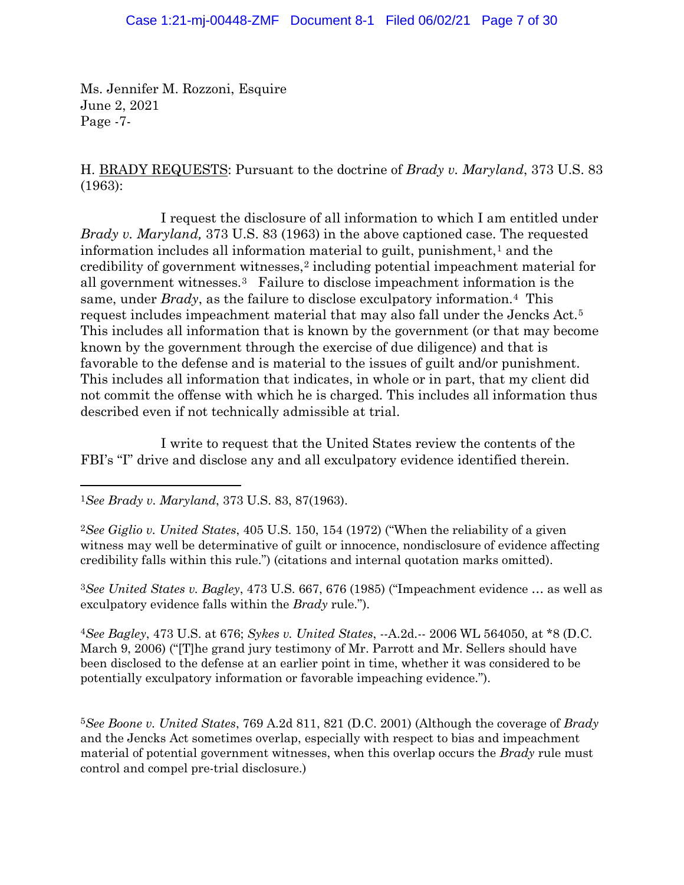Ms. Jennifer M. Rozzoni, Esquire
June 2, 2021
Page -7-

H. <u>BRADY REQUESTS</u>: Pursuant to the doctrine of *Brady v. Maryland*, 373 U.S. 83 (1963):

I request the disclosure of all information to which I am entitled under *Brady v. Maryland,* 373 U.S. 83 (1963) in the above captioned case. The requested information includes all information material to guilt, punishment,[1] and the credibility of government witnesses,[2] including potential impeachment material for all government witnesses.[3] Failure to disclose impeachment information is the same, under *Brady*, as the failure to disclose exculpatory information.[4] This request includes impeachment material that may also fall under the Jencks Act.[5] This includes all information that is known by the government (or that may become known by the government through the exercise of due diligence) and that is favorable to the defense and is material to the issues of guilt and/or punishment. This includes all information that indicates, in whole or in part, that my client did not commit the offense with which he is charged. This includes all information thus described even if not technically admissible at trial.

I write to request that the United States review the contents of the FBI's "I" drive and disclose any and all exculpatory evidence identified therein.

---

[1]*See Brady v. Maryland*, 373 U.S. 83, 87(1963).

[2]*See Giglio v. United States*, 405 U.S. 150, 154 (1972) ("When the reliability of a given witness may well be determinative of guilt or innocence, nondisclosure of evidence affecting credibility falls within this rule.") (citations and internal quotation marks omitted).

[3]*See United States v. Bagley*, 473 U.S. 667, 676 (1985) ("Impeachment evidence … as well as exculpatory evidence falls within the *Brady* rule.").

[4]*See Bagley*, 473 U.S. at 676; *Sykes v. United States*, --A.2d.-- 2006 WL 564050, at *8 (D.C. March 9, 2006) ("[T]he grand jury testimony of Mr. Parrott and Mr. Sellers should have been disclosed to the defense at an earlier point in time, whether it was considered to be potentially exculpatory information or favorable impeaching evidence.").

[5]*See Boone v. United States*, 769 A.2d 811, 821 (D.C. 2001) (Although the coverage of *Brady* and the Jencks Act sometimes overlap, especially with respect to bias and impeachment material of potential government witnesses, when this overlap occurs the *Brady* rule must control and compel pre-trial disclosure.)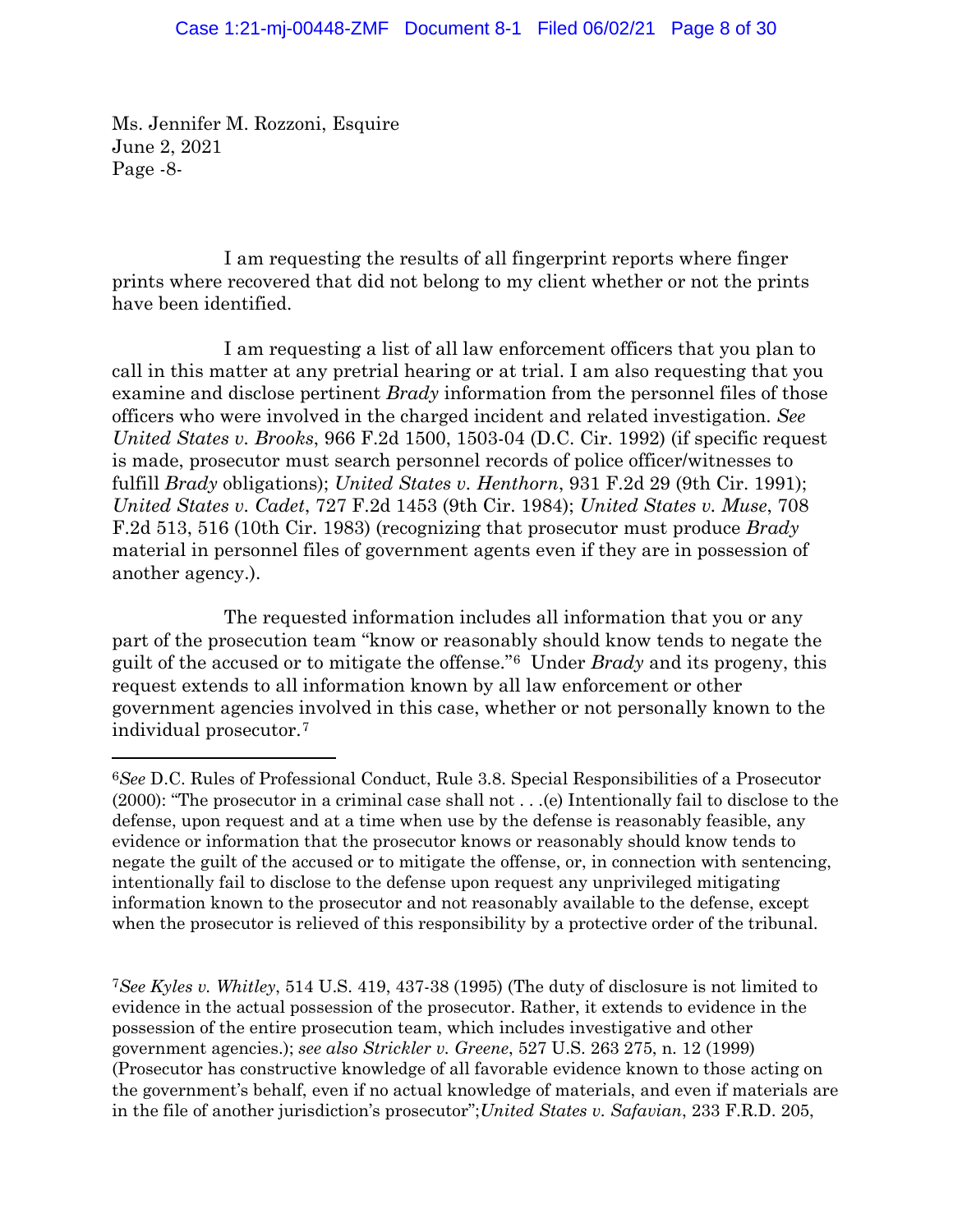Ms. Jennifer M. Rozzoni, Esquire
June 2, 2021
Page -8-

I am requesting the results of all fingerprint reports where finger prints where recovered that did not belong to my client whether or not the prints have been identified.

I am requesting a list of all law enforcement officers that you plan to call in this matter at any pretrial hearing or at trial. I am also requesting that you examine and disclose pertinent *Brady* information from the personnel files of those officers who were involved in the charged incident and related investigation. *See United States v. Brooks*, 966 F.2d 1500, 1503-04 (D.C. Cir. 1992) (if specific request is made, prosecutor must search personnel records of police officer/witnesses to fulfill *Brady* obligations); *United States v. Henthorn*, 931 F.2d 29 (9th Cir. 1991); *United States v. Cadet*, 727 F.2d 1453 (9th Cir. 1984); *United States v. Muse*, 708 F.2d 513, 516 (10th Cir. 1983) (recognizing that prosecutor must produce *Brady* material in personnel files of government agents even if they are in possession of another agency.).

The requested information includes all information that you or any part of the prosecution team "know or reasonably should know tends to negate the guilt of the accused or to mitigate the offense."[6] Under *Brady* and its progeny, this request extends to all information known by all law enforcement or other government agencies involved in this case, whether or not personally known to the individual prosecutor.[7]

---

[6]*See* D.C. Rules of Professional Conduct, Rule 3.8. Special Responsibilities of a Prosecutor (2000): "The prosecutor in a criminal case shall not . . .(e) Intentionally fail to disclose to the defense, upon request and at a time when use by the defense is reasonably feasible, any evidence or information that the prosecutor knows or reasonably should know tends to negate the guilt of the accused or to mitigate the offense, or, in connection with sentencing, intentionally fail to disclose to the defense upon request any unprivileged mitigating information known to the prosecutor and not reasonably available to the defense, except when the prosecutor is relieved of this responsibility by a protective order of the tribunal.

[7]*See Kyles v. Whitley*, 514 U.S. 419, 437-38 (1995) (The duty of disclosure is not limited to evidence in the actual possession of the prosecutor. Rather, it extends to evidence in the possession of the entire prosecution team, which includes investigative and other government agencies.); *see also Strickler v. Greene*, 527 U.S. 263 275, n. 12 (1999) (Prosecutor has constructive knowledge of all favorable evidence known to those acting on the government's behalf, even if no actual knowledge of materials, and even if materials are in the file of another jurisdiction's prosecutor";*United States v. Safavian*, 233 F.R.D. 205,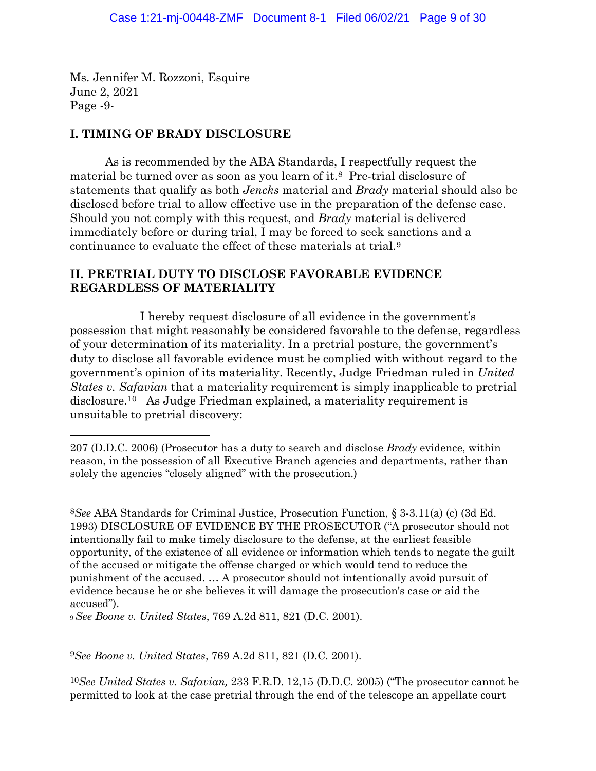Ms. Jennifer M. Rozzoni, Esquire
June 2, 2021
Page -9-

## I. TIMING OF BRADY DISCLOSURE

As is recommended by the ABA Standards, I respectfully request the material be turned over as soon as you learn of it.[8] Pre-trial disclosure of statements that qualify as both *Jencks* material and *Brady* material should also be disclosed before trial to allow effective use in the preparation of the defense case. Should you not comply with this request, and *Brady* material is delivered immediately before or during trial, I may be forced to seek sanctions and a continuance to evaluate the effect of these materials at trial.[9]

## II. PRETRIAL DUTY TO DISCLOSE FAVORABLE EVIDENCE REGARDLESS OF MATERIALITY

I hereby request disclosure of all evidence in the government's possession that might reasonably be considered favorable to the defense, regardless of your determination of its materiality. In a pretrial posture, the government's duty to disclose all favorable evidence must be complied with without regard to the government's opinion of its materiality. Recently, Judge Friedman ruled in *United States v. Safavian* that a materiality requirement is simply inapplicable to pretrial disclosure.[10] As Judge Friedman explained, a materiality requirement is unsuitable to pretrial discovery:

---

207 (D.D.C. 2006) (Prosecutor has a duty to search and disclose *Brady* evidence, within reason, in the possession of all Executive Branch agencies and departments, rather than solely the agencies "closely aligned" with the prosecution.)

[8]*See* ABA Standards for Criminal Justice, Prosecution Function, § 3-3.11(a) (c) (3d Ed. 1993) DISCLOSURE OF EVIDENCE BY THE PROSECUTOR ("A prosecutor should not intentionally fail to make timely disclosure to the defense, at the earliest feasible opportunity, of the existence of all evidence or information which tends to negate the guilt of the accused or mitigate the offense charged or which would tend to reduce the punishment of the accused. … A prosecutor should not intentionally avoid pursuit of evidence because he or she believes it will damage the prosecution's case or aid the accused").

[9] *See Boone v. United States*, 769 A.2d 811, 821 (D.C. 2001).

[9]*See Boone v. United States*, 769 A.2d 811, 821 (D.C. 2001).

[10]*See United States v. Safavian,* 233 F.R.D. 12,15 (D.D.C. 2005) ("The prosecutor cannot be permitted to look at the case pretrial through the end of the telescope an appellate court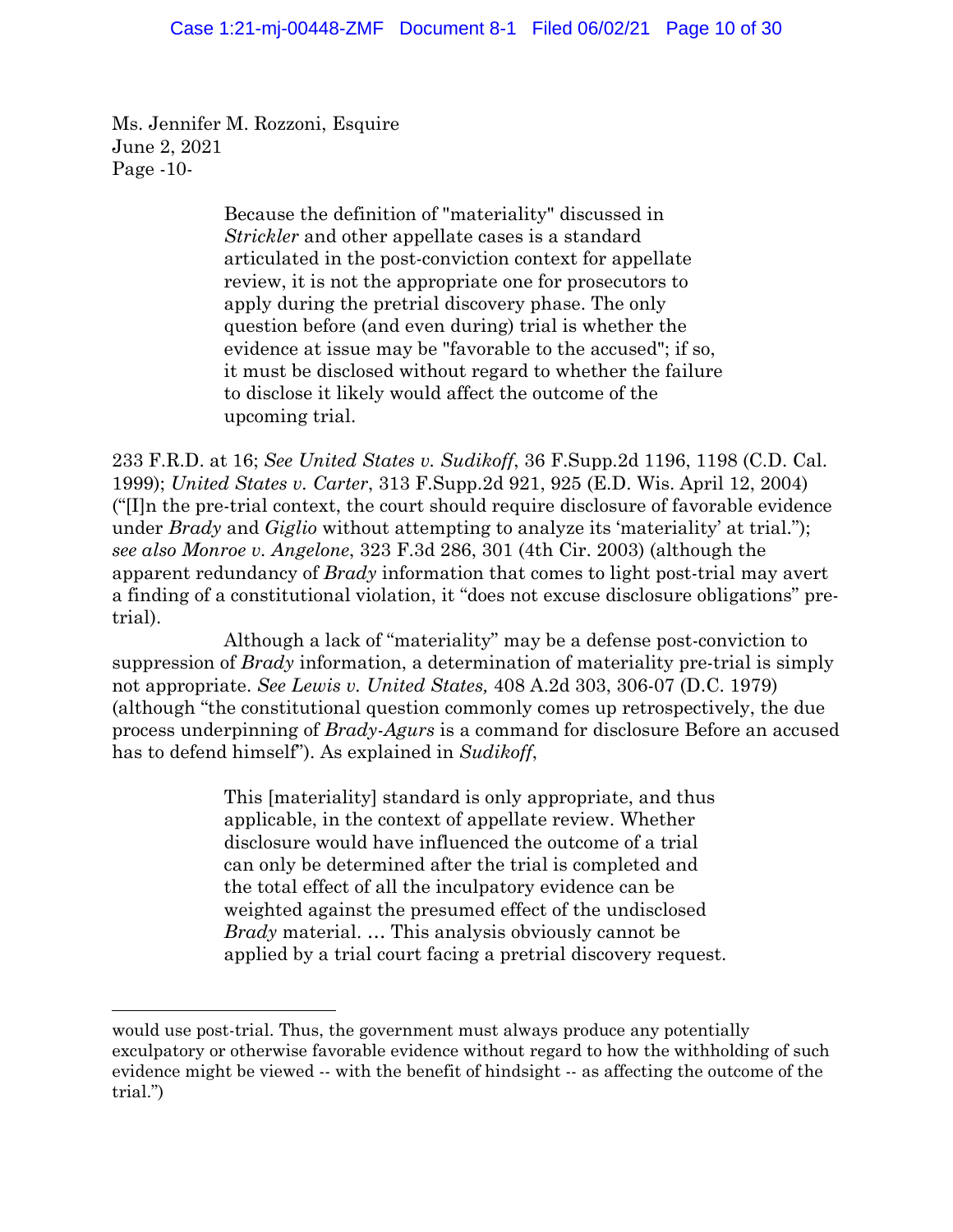Ms. Jennifer M. Rozzoni, Esquire
June 2, 2021
Page -10-

> Because the definition of "materiality" discussed in *Strickler* and other appellate cases is a standard articulated in the post-conviction context for appellate review, it is not the appropriate one for prosecutors to apply during the pretrial discovery phase. The only question before (and even during) trial is whether the evidence at issue may be "favorable to the accused"; if so, it must be disclosed without regard to whether the failure to disclose it likely would affect the outcome of the upcoming trial.

233 F.R.D. at 16; *See United States v. Sudikoff*, 36 F.Supp.2d 1196, 1198 (C.D. Cal. 1999); *United States v. Carter*, 313 F.Supp.2d 921, 925 (E.D. Wis. April 12, 2004) ("[I]n the pre-trial context, the court should require disclosure of favorable evidence under *Brady* and *Giglio* without attempting to analyze its 'materiality' at trial."); *see also Monroe v. Angelone*, 323 F.3d 286, 301 (4th Cir. 2003) (although the apparent redundancy of *Brady* information that comes to light post-trial may avert a finding of a constitutional violation, it "does not excuse disclosure obligations" pre-trial).

Although a lack of "materiality" may be a defense post-conviction to suppression of *Brady* information, a determination of materiality pre-trial is simply not appropriate. *See Lewis v. United States,* 408 A.2d 303, 306-07 (D.C. 1979) (although "the constitutional question commonly comes up retrospectively, the due process underpinning of *Brady-Agurs* is a command for disclosure Before an accused has to defend himself"). As explained in *Sudikoff*,

> This [materiality] standard is only appropriate, and thus applicable, in the context of appellate review. Whether disclosure would have influenced the outcome of a trial can only be determined after the trial is completed and the total effect of all the inculpatory evidence can be weighted against the presumed effect of the undisclosed *Brady* material. … This analysis obviously cannot be applied by a trial court facing a pretrial discovery request.

---

would use post-trial. Thus, the government must always produce any potentially exculpatory or otherwise favorable evidence without regard to how the withholding of such evidence might be viewed -- with the benefit of hindsight -- as affecting the outcome of the trial.")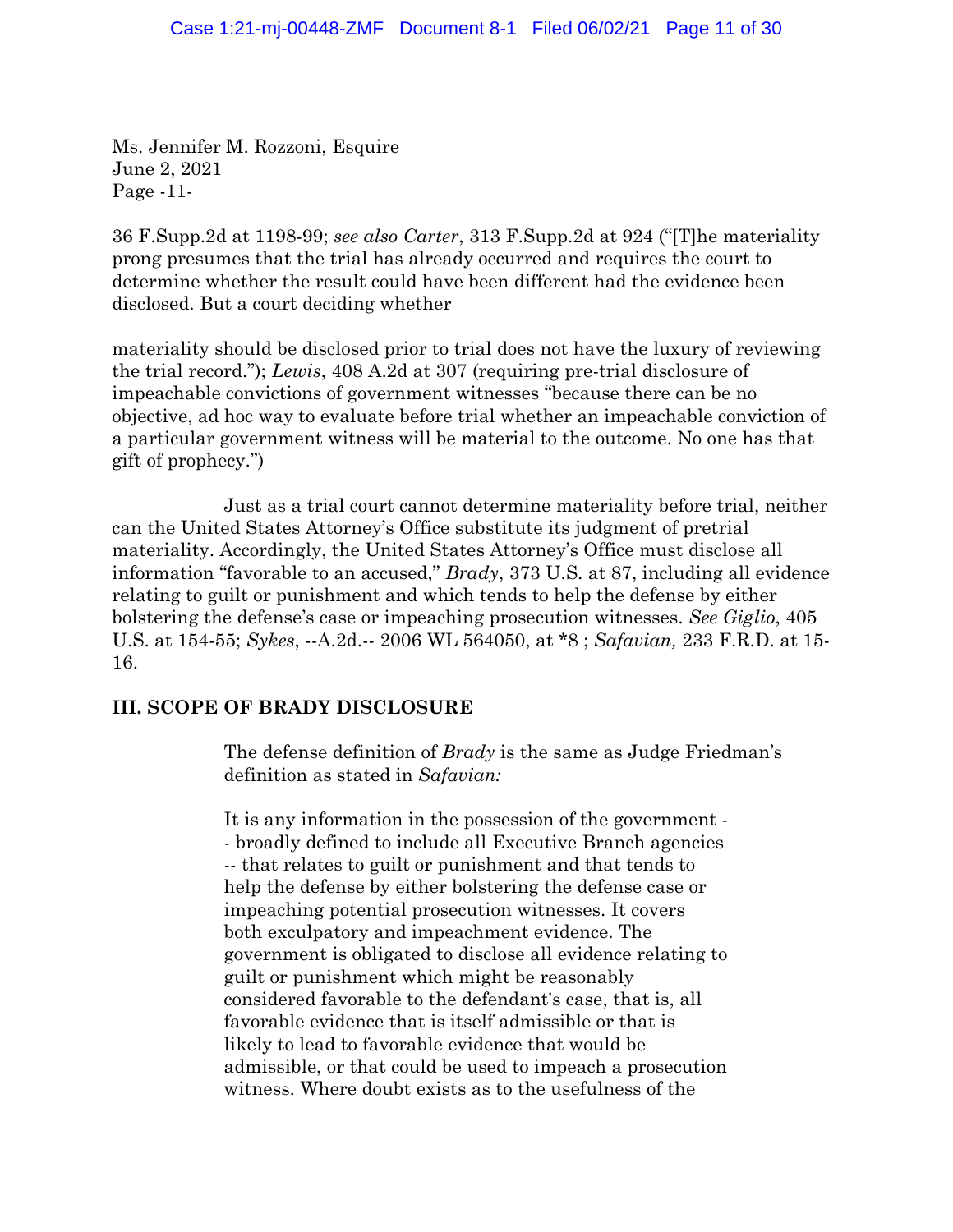Ms. Jennifer M. Rozzoni, Esquire
June 2, 2021
Page -11-

36 F.Supp.2d at 1198-99; *see also Carter*, 313 F.Supp.2d at 924 ("[T]he materiality prong presumes that the trial has already occurred and requires the court to determine whether the result could have been different had the evidence been disclosed. But a court deciding whether

materiality should be disclosed prior to trial does not have the luxury of reviewing the trial record."); *Lewis*, 408 A.2d at 307 (requiring pre-trial disclosure of impeachable convictions of government witnesses "because there can be no objective, ad hoc way to evaluate before trial whether an impeachable conviction of a particular government witness will be material to the outcome. No one has that gift of prophecy.")

Just as a trial court cannot determine materiality before trial, neither can the United States Attorney's Office substitute its judgment of pretrial materiality. Accordingly, the United States Attorney's Office must disclose all information "favorable to an accused," *Brady*, 373 U.S. at 87, including all evidence relating to guilt or punishment and which tends to help the defense by either bolstering the defense's case or impeaching prosecution witnesses. *See Giglio*, 405 U.S. at 154-55; *Sykes*, --A.2d.-- 2006 WL 564050, at *8 ; *Safavian,* 233 F.R.D. at 15-16.

## III. SCOPE OF BRADY DISCLOSURE

The defense definition of *Brady* is the same as Judge Friedman's definition as stated in *Safavian:*

> It is any information in the possession of the government -- broadly defined to include all Executive Branch agencies -- that relates to guilt or punishment and that tends to help the defense by either bolstering the defense case or impeaching potential prosecution witnesses. It covers both exculpatory and impeachment evidence. The government is obligated to disclose all evidence relating to guilt or punishment which might be reasonably considered favorable to the defendant's case, that is, all favorable evidence that is itself admissible or that is likely to lead to favorable evidence that would be admissible, or that could be used to impeach a prosecution witness. Where doubt exists as to the usefulness of the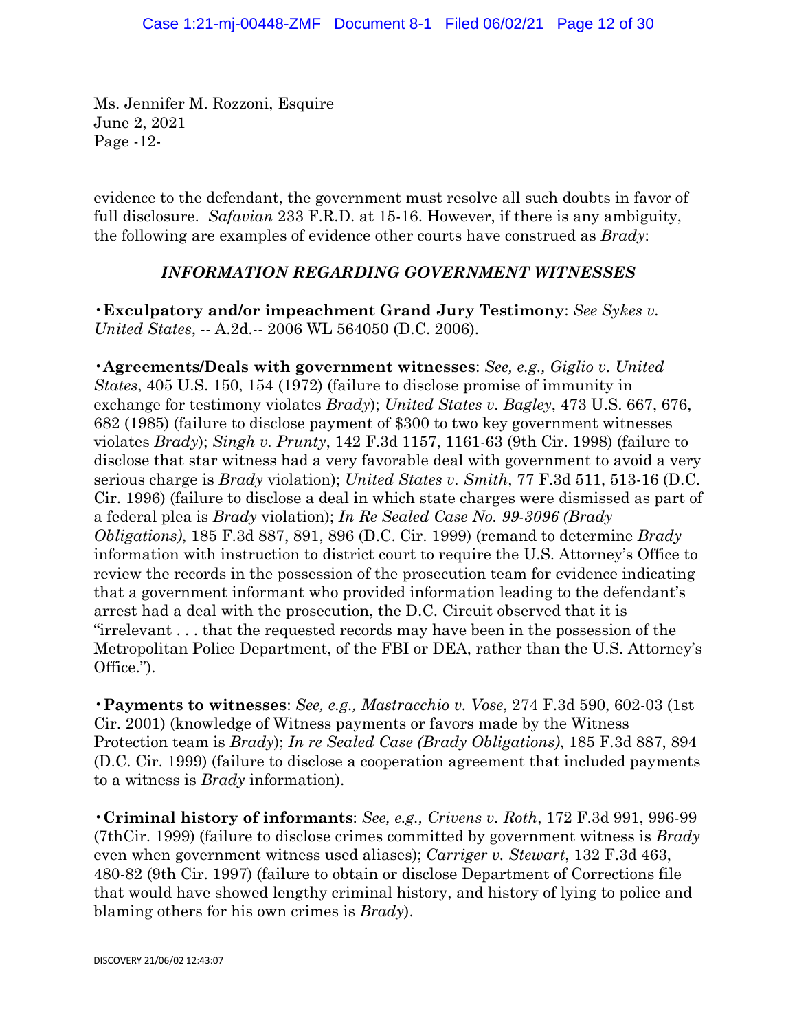Ms. Jennifer M. Rozzoni, Esquire
June 2, 2021
Page -12-

evidence to the defendant, the government must resolve all such doubts in favor of full disclosure. *Safavian* 233 F.R.D. at 15-16. However, if there is any ambiguity, the following are examples of evidence other courts have construed as *Brady*:

### *INFORMATION REGARDING GOVERNMENT WITNESSES*

• **Exculpatory and/or impeachment Grand Jury Testimony**: *See Sykes v. United States*, -- A.2d.-- 2006 WL 564050 (D.C. 2006).

• **Agreements/Deals with government witnesses**: *See, e.g., Giglio v. United States*, 405 U.S. 150, 154 (1972) (failure to disclose promise of immunity in exchange for testimony violates *Brady*); *United States v. Bagley*, 473 U.S. 667, 676, 682 (1985) (failure to disclose payment of $300 to two key government witnesses violates *Brady*); *Singh v. Prunty*, 142 F.3d 1157, 1161-63 (9th Cir. 1998) (failure to disclose that star witness had a very favorable deal with government to avoid a very serious charge is *Brady* violation); *United States v. Smith*, 77 F.3d 511, 513-16 (D.C. Cir. 1996) (failure to disclose a deal in which state charges were dismissed as part of a federal plea is *Brady* violation); *In Re Sealed Case No. 99-3096 (Brady Obligations)*, 185 F.3d 887, 891, 896 (D.C. Cir. 1999) (remand to determine *Brady* information with instruction to district court to require the U.S. Attorney's Office to review the records in the possession of the prosecution team for evidence indicating that a government informant who provided information leading to the defendant's arrest had a deal with the prosecution, the D.C. Circuit observed that it is "irrelevant . . . that the requested records may have been in the possession of the Metropolitan Police Department, of the FBI or DEA, rather than the U.S. Attorney's Office.").

• **Payments to witnesses**: *See, e.g., Mastracchio v. Vose*, 274 F.3d 590, 602-03 (1st Cir. 2001) (knowledge of Witness payments or favors made by the Witness Protection team is *Brady*); *In re Sealed Case (Brady Obligations)*, 185 F.3d 887, 894 (D.C. Cir. 1999) (failure to disclose a cooperation agreement that included payments to a witness is *Brady* information).

• **Criminal history of informants**: *See, e.g., Crivens v. Roth*, 172 F.3d 991, 996-99 (7thCir. 1999) (failure to disclose crimes committed by government witness is *Brady* even when government witness used aliases); *Carriger v. Stewart*, 132 F.3d 463, 480-82 (9th Cir. 1997) (failure to obtain or disclose Department of Corrections file that would have showed lengthy criminal history, and history of lying to police and blaming others for his own crimes is *Brady*).

DISCOVERY 21/06/02 12:43:07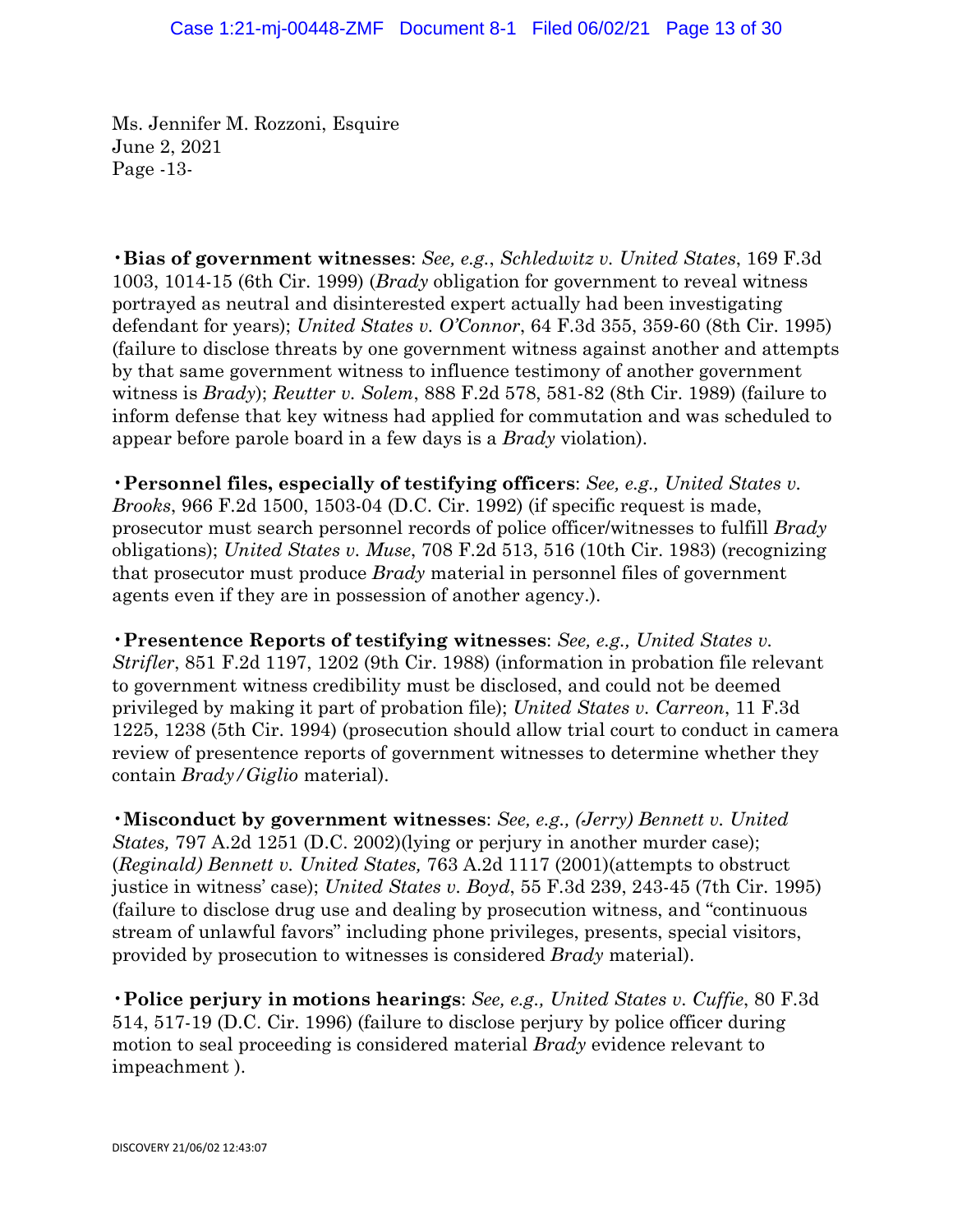Ms. Jennifer M. Rozzoni, Esquire
June 2, 2021
Page -13-

• **Bias of government witnesses**: *See, e.g.*, *Schledwitz v. United States*, 169 F.3d 1003, 1014-15 (6th Cir. 1999) (*Brady* obligation for government to reveal witness portrayed as neutral and disinterested expert actually had been investigating defendant for years); *United States v. O'Connor*, 64 F.3d 355, 359-60 (8th Cir. 1995) (failure to disclose threats by one government witness against another and attempts by that same government witness to influence testimony of another government witness is *Brady*); *Reutter v. Solem*, 888 F.2d 578, 581-82 (8th Cir. 1989) (failure to inform defense that key witness had applied for commutation and was scheduled to appear before parole board in a few days is a *Brady* violation).

• **Personnel files, especially of testifying officers**: *See, e.g., United States v. Brooks*, 966 F.2d 1500, 1503-04 (D.C. Cir. 1992) (if specific request is made, prosecutor must search personnel records of police officer/witnesses to fulfill *Brady* obligations); *United States v. Muse*, 708 F.2d 513, 516 (10th Cir. 1983) (recognizing that prosecutor must produce *Brady* material in personnel files of government agents even if they are in possession of another agency.).

• **Presentence Reports of testifying witnesses**: *See, e.g., United States v. Strifler*, 851 F.2d 1197, 1202 (9th Cir. 1988) (information in probation file relevant to government witness credibility must be disclosed, and could not be deemed privileged by making it part of probation file); *United States v. Carreon*, 11 F.3d 1225, 1238 (5th Cir. 1994) (prosecution should allow trial court to conduct in camera review of presentence reports of government witnesses to determine whether they contain *Brady/Giglio* material).

• **Misconduct by government witnesses**: *See, e.g., (Jerry) Bennett v. United States,* 797 A.2d 1251 (D.C. 2002)(lying or perjury in another murder case); (*Reginald) Bennett v. United States,* 763 A.2d 1117 (2001)(attempts to obstruct justice in witness' case); *United States v. Boyd*, 55 F.3d 239, 243-45 (7th Cir. 1995) (failure to disclose drug use and dealing by prosecution witness, and "continuous stream of unlawful favors" including phone privileges, presents, special visitors, provided by prosecution to witnesses is considered *Brady* material).

• **Police perjury in motions hearings**: *See, e.g., United States v. Cuffie*, 80 F.3d 514, 517-19 (D.C. Cir. 1996) (failure to disclose perjury by police officer during motion to seal proceeding is considered material *Brady* evidence relevant to impeachment ).

DISCOVERY 21/06/02 12:43:07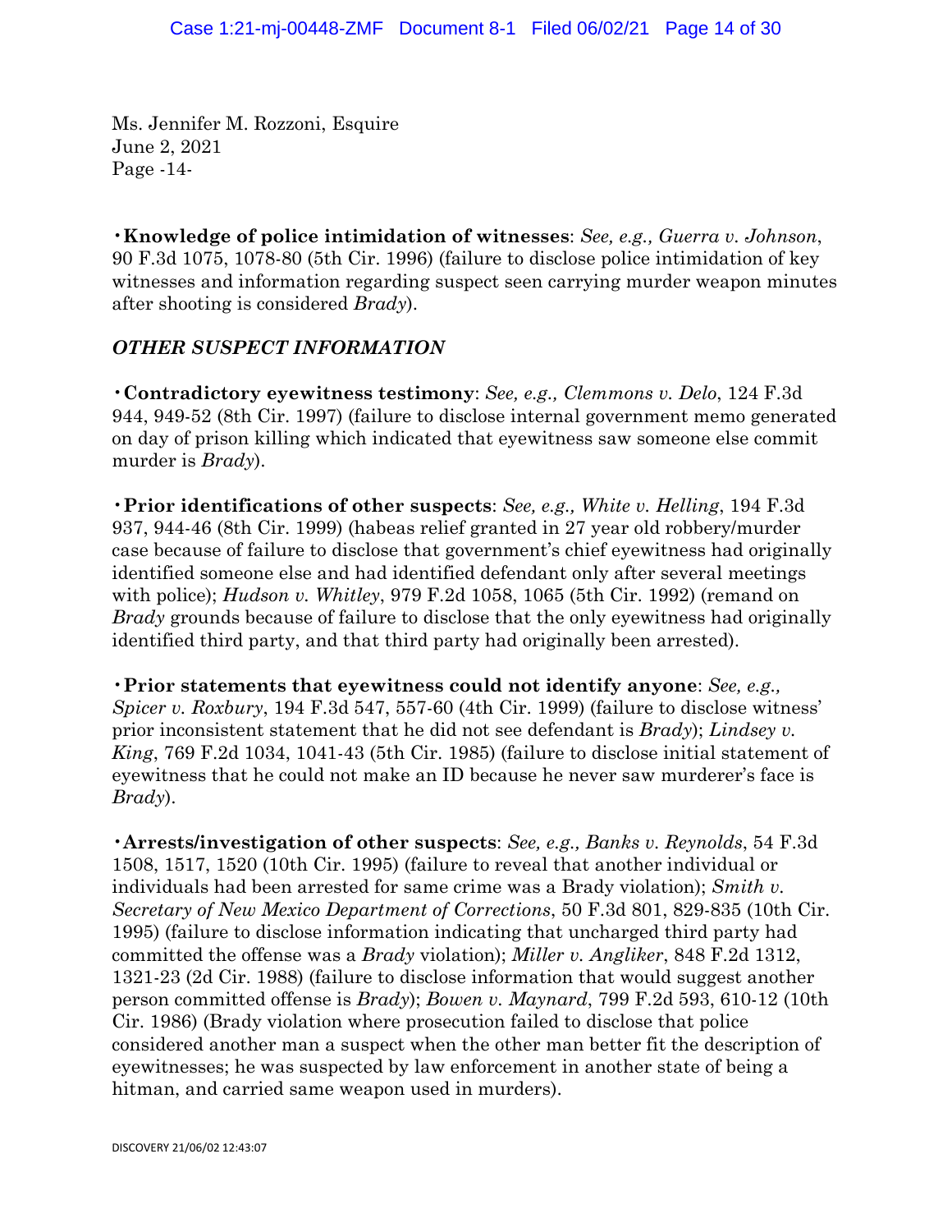Ms. Jennifer M. Rozzoni, Esquire
June 2, 2021
Page -14-

•**Knowledge of police intimidation of witnesses**: *See, e.g., Guerra v. Johnson*, 90 F.3d 1075, 1078-80 (5th Cir. 1996) (failure to disclose police intimidation of key witnesses and information regarding suspect seen carrying murder weapon minutes after shooting is considered *Brady*).

***OTHER SUSPECT INFORMATION***

•**Contradictory eyewitness testimony**: *See, e.g., Clemmons v. Delo*, 124 F.3d 944, 949-52 (8th Cir. 1997) (failure to disclose internal government memo generated on day of prison killing which indicated that eyewitness saw someone else commit murder is *Brady*).

•**Prior identifications of other suspects**: *See, e.g., White v. Helling*, 194 F.3d 937, 944-46 (8th Cir. 1999) (habeas relief granted in 27 year old robbery/murder case because of failure to disclose that government's chief eyewitness had originally identified someone else and had identified defendant only after several meetings with police); *Hudson v. Whitley*, 979 F.2d 1058, 1065 (5th Cir. 1992) (remand on *Brady* grounds because of failure to disclose that the only eyewitness had originally identified third party, and that third party had originally been arrested).

•**Prior statements that eyewitness could not identify anyone**: *See, e.g., Spicer v. Roxbury*, 194 F.3d 547, 557-60 (4th Cir. 1999) (failure to disclose witness' prior inconsistent statement that he did not see defendant is *Brady*); *Lindsey v. King*, 769 F.2d 1034, 1041-43 (5th Cir. 1985) (failure to disclose initial statement of eyewitness that he could not make an ID because he never saw murderer's face is *Brady*).

•**Arrests/investigation of other suspects**: *See, e.g., Banks v. Reynolds*, 54 F.3d 1508, 1517, 1520 (10th Cir. 1995) (failure to reveal that another individual or individuals had been arrested for same crime was a Brady violation); *Smith v. Secretary of New Mexico Department of Corrections*, 50 F.3d 801, 829-835 (10th Cir. 1995) (failure to disclose information indicating that uncharged third party had committed the offense was a *Brady* violation); *Miller v. Angliker*, 848 F.2d 1312, 1321-23 (2d Cir. 1988) (failure to disclose information that would suggest another person committed offense is *Brady*); *Bowen v. Maynard*, 799 F.2d 593, 610-12 (10th Cir. 1986) (Brady violation where prosecution failed to disclose that police considered another man a suspect when the other man better fit the description of eyewitnesses; he was suspected by law enforcement in another state of being a hitman, and carried same weapon used in murders).

DISCOVERY 21/06/02 12:43:07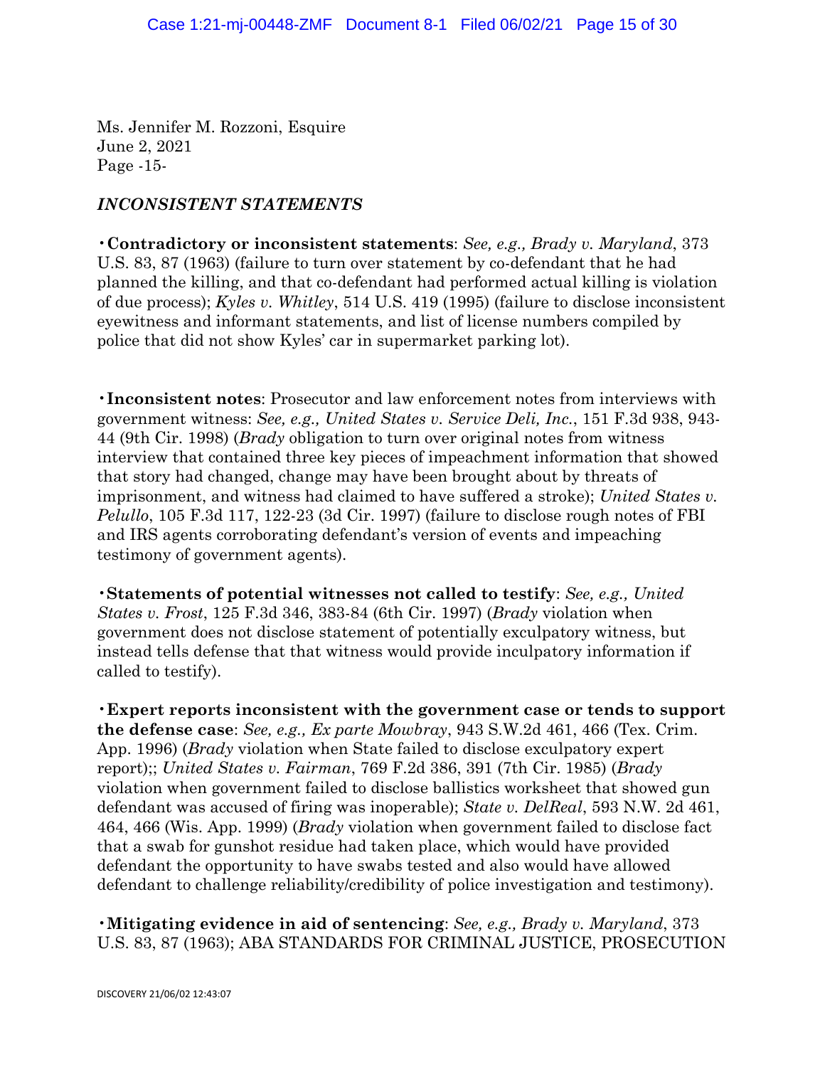Ms. Jennifer M. Rozzoni, Esquire
June 2, 2021
Page -15-

### *INCONSISTENT STATEMENTS*

• **Contradictory or inconsistent statements**: *See, e.g., Brady v. Maryland*, 373 U.S. 83, 87 (1963) (failure to turn over statement by co-defendant that he had planned the killing, and that co-defendant had performed actual killing is violation of due process); *Kyles v. Whitley*, 514 U.S. 419 (1995) (failure to disclose inconsistent eyewitness and informant statements, and list of license numbers compiled by police that did not show Kyles' car in supermarket parking lot).

• **Inconsistent notes**: Prosecutor and law enforcement notes from interviews with government witness: *See, e.g., United States v. Service Deli, Inc.*, 151 F.3d 938, 943-44 (9th Cir. 1998) (*Brady* obligation to turn over original notes from witness interview that contained three key pieces of impeachment information that showed that story had changed, change may have been brought about by threats of imprisonment, and witness had claimed to have suffered a stroke); *United States v. Pelullo*, 105 F.3d 117, 122-23 (3d Cir. 1997) (failure to disclose rough notes of FBI and IRS agents corroborating defendant's version of events and impeaching testimony of government agents).

• **Statements of potential witnesses not called to testify**: *See, e.g., United States v. Frost*, 125 F.3d 346, 383-84 (6th Cir. 1997) (*Brady* violation when government does not disclose statement of potentially exculpatory witness, but instead tells defense that that witness would provide inculpatory information if called to testify).

• **Expert reports inconsistent with the government case or tends to support the defense case**: *See, e.g., Ex parte Mowbray*, 943 S.W.2d 461, 466 (Tex. Crim. App. 1996) (*Brady* violation when State failed to disclose exculpatory expert report);; *United States v. Fairman*, 769 F.2d 386, 391 (7th Cir. 1985) (*Brady* violation when government failed to disclose ballistics worksheet that showed gun defendant was accused of firing was inoperable); *State v. DelReal*, 593 N.W. 2d 461, 464, 466 (Wis. App. 1999) (*Brady* violation when government failed to disclose fact that a swab for gunshot residue had taken place, which would have provided defendant the opportunity to have swabs tested and also would have allowed defendant to challenge reliability/credibility of police investigation and testimony).

• **Mitigating evidence in aid of sentencing**: *See, e.g., Brady v. Maryland*, 373 U.S. 83, 87 (1963); ABA STANDARDS FOR CRIMINAL JUSTICE, PROSECUTION

DISCOVERY 21/06/02 12:43:07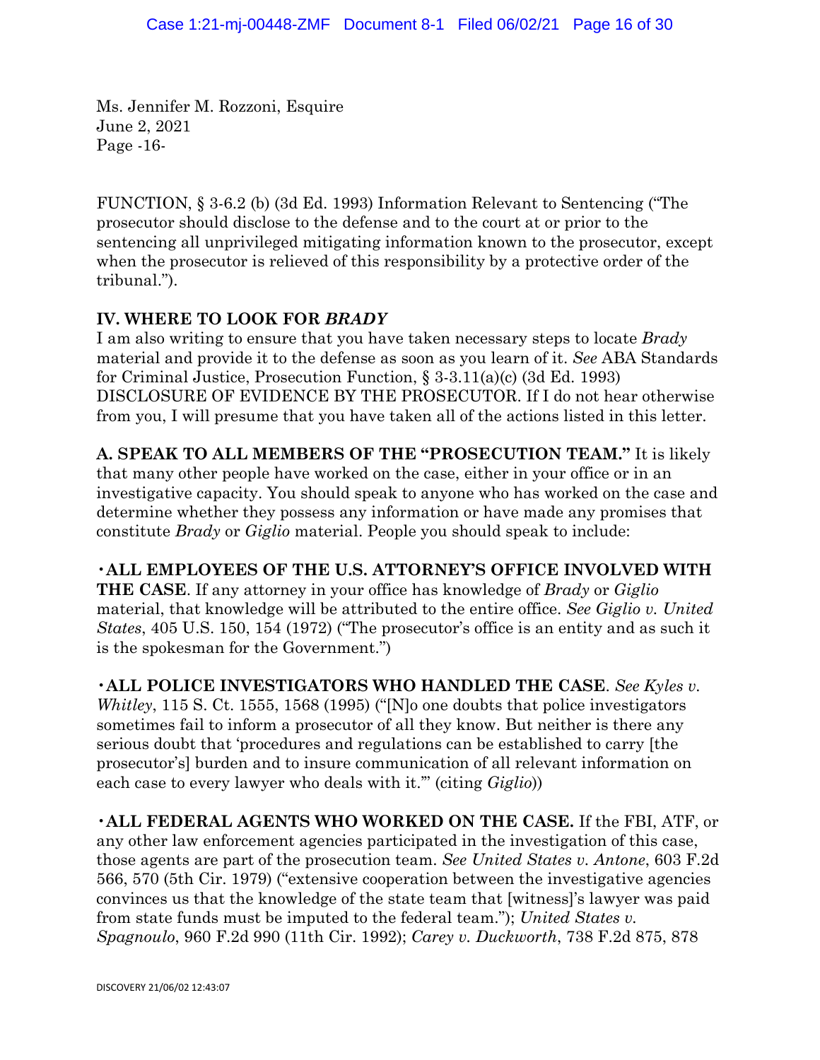Ms. Jennifer M. Rozzoni, Esquire
June 2, 2021

FUNCTION, § 3-6.2 (b) (3d Ed. 1993) Information Relevant to Sentencing ("The prosecutor should disclose to the defense and to the court at or prior to the sentencing all unprivileged mitigating information known to the prosecutor, except when the prosecutor is relieved of this responsibility by a protective order of the tribunal.").

## IV. WHERE TO LOOK FOR *BRADY*

I am also writing to ensure that you have taken necessary steps to locate *Brady* material and provide it to the defense as soon as you learn of it. *See* ABA Standards for Criminal Justice, Prosecution Function, § 3-3.11(a)(c) (3d Ed. 1993) DISCLOSURE OF EVIDENCE BY THE PROSECUTOR. If I do not hear otherwise from you, I will presume that you have taken all of the actions listed in this letter.

**A. SPEAK TO ALL MEMBERS OF THE "PROSECUTION TEAM."** It is likely that many other people have worked on the case, either in your office or in an investigative capacity. You should speak to anyone who has worked on the case and determine whether they possess any information or have made any promises that constitute *Brady* or *Giglio* material. People you should speak to include:

• **ALL EMPLOYEES OF THE U.S. ATTORNEY'S OFFICE INVOLVED WITH THE CASE**. If any attorney in your office has knowledge of *Brady* or *Giglio* material, that knowledge will be attributed to the entire office. *See Giglio v. United States*, 405 U.S. 150, 154 (1972) ("The prosecutor's office is an entity and as such it is the spokesman for the Government.")

• **ALL POLICE INVESTIGATORS WHO HANDLED THE CASE**. *See Kyles v. Whitley*, 115 S. Ct. 1555, 1568 (1995) ("[N]o one doubts that police investigators sometimes fail to inform a prosecutor of all they know. But neither is there any serious doubt that 'procedures and regulations can be established to carry [the prosecutor's] burden and to insure communication of all relevant information on each case to every lawyer who deals with it.'" (citing *Giglio*))

• **ALL FEDERAL AGENTS WHO WORKED ON THE CASE.** If the FBI, ATF, or any other law enforcement agencies participated in the investigation of this case, those agents are part of the prosecution team. *See United States v. Antone*, 603 F.2d 566, 570 (5th Cir. 1979) ("extensive cooperation between the investigative agencies convinces us that the knowledge of the state team that [witness]'s lawyer was paid from state funds must be imputed to the federal team."); *United States v. Spagnoulo*, 960 F.2d 990 (11th Cir. 1992); *Carey v. Duckworth*, 738 F.2d 875, 878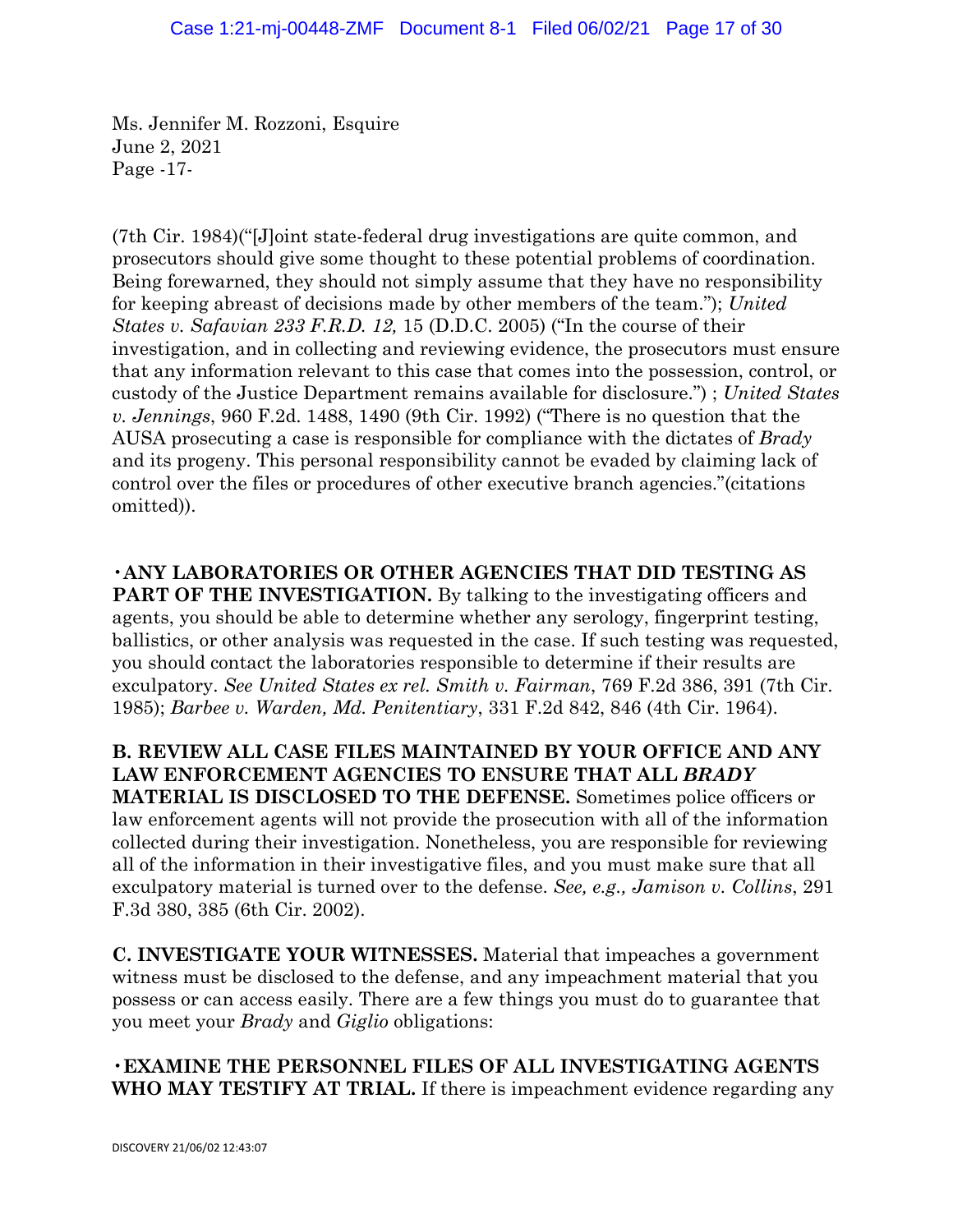Ms. Jennifer M. Rozzoni, Esquire
June 2, 2021
Page -17-

(7th Cir. 1984)("[J]oint state-federal drug investigations are quite common, and prosecutors should give some thought to these potential problems of coordination. Being forewarned, they should not simply assume that they have no responsibility for keeping abreast of decisions made by other members of the team."); *United States v. Safavian 233 F.R.D. 12,* 15 (D.D.C. 2005) ("In the course of their investigation, and in collecting and reviewing evidence, the prosecutors must ensure that any information relevant to this case that comes into the possession, control, or custody of the Justice Department remains available for disclosure.") ; *United States v. Jennings*, 960 F.2d. 1488, 1490 (9th Cir. 1992) ("There is no question that the AUSA prosecuting a case is responsible for compliance with the dictates of *Brady* and its progeny. This personal responsibility cannot be evaded by claiming lack of control over the files or procedures of other executive branch agencies."(citations omitted)).

**•ANY LABORATORIES OR OTHER AGENCIES THAT DID TESTING AS PART OF THE INVESTIGATION.** By talking to the investigating officers and agents, you should be able to determine whether any serology, fingerprint testing, ballistics, or other analysis was requested in the case. If such testing was requested, you should contact the laboratories responsible to determine if their results are exculpatory. *See United States ex rel. Smith v. Fairman*, 769 F.2d 386, 391 (7th Cir. 1985); *Barbee v. Warden, Md. Penitentiary*, 331 F.2d 842, 846 (4th Cir. 1964).

**B. REVIEW ALL CASE FILES MAINTAINED BY YOUR OFFICE AND ANY LAW ENFORCEMENT AGENCIES TO ENSURE THAT ALL *BRADY* MATERIAL IS DISCLOSED TO THE DEFENSE.** Sometimes police officers or law enforcement agents will not provide the prosecution with all of the information collected during their investigation. Nonetheless, you are responsible for reviewing all of the information in their investigative files, and you must make sure that all exculpatory material is turned over to the defense. *See, e.g., Jamison v. Collins*, 291 F.3d 380, 385 (6th Cir. 2002).

**C. INVESTIGATE YOUR WITNESSES.** Material that impeaches a government witness must be disclosed to the defense, and any impeachment material that you possess or can access easily. There are a few things you must do to guarantee that you meet your *Brady* and *Giglio* obligations:

**•EXAMINE THE PERSONNEL FILES OF ALL INVESTIGATING AGENTS WHO MAY TESTIFY AT TRIAL.** If there is impeachment evidence regarding any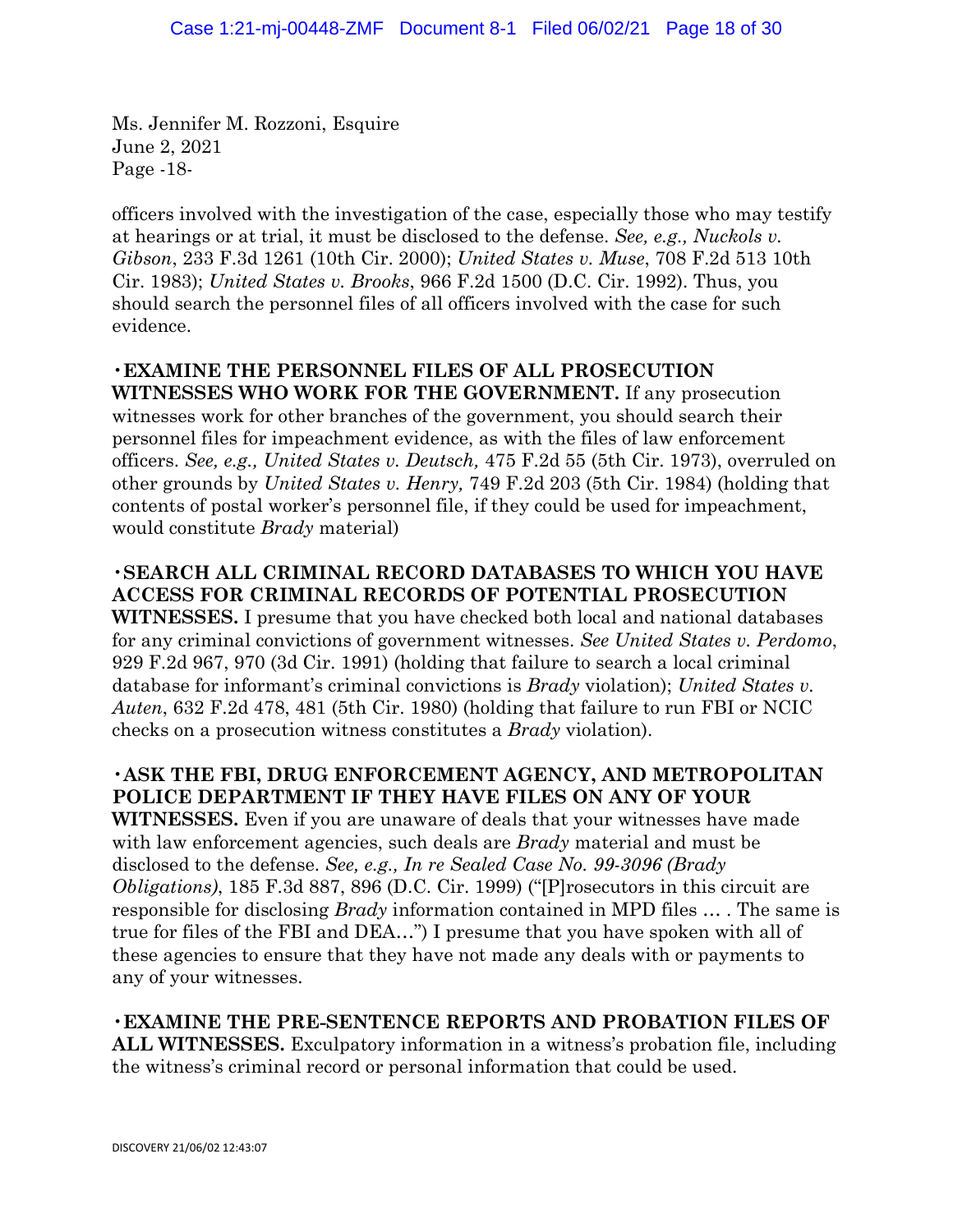Ms. Jennifer M. Rozzoni, Esquire
June 2, 2021
Page -18-

officers involved with the investigation of the case, especially those who may testify at hearings or at trial, it must be disclosed to the defense. *See, e.g., Nuckols v. Gibson*, 233 F.3d 1261 (10th Cir. 2000); *United States v. Muse*, 708 F.2d 513 10th Cir. 1983); *United States v. Brooks*, 966 F.2d 1500 (D.C. Cir. 1992). Thus, you should search the personnel files of all officers involved with the case for such evidence.

**·EXAMINE THE PERSONNEL FILES OF ALL PROSECUTION WITNESSES WHO WORK FOR THE GOVERNMENT.** If any prosecution witnesses work for other branches of the government, you should search their personnel files for impeachment evidence, as with the files of law enforcement officers. *See, e.g., United States v. Deutsch,* 475 F.2d 55 (5th Cir. 1973), overruled on other grounds by *United States v. Henry,* 749 F.2d 203 (5th Cir. 1984) (holding that contents of postal worker's personnel file, if they could be used for impeachment, would constitute *Brady* material)

**·SEARCH ALL CRIMINAL RECORD DATABASES TO WHICH YOU HAVE ACCESS FOR CRIMINAL RECORDS OF POTENTIAL PROSECUTION WITNESSES.** I presume that you have checked both local and national databases for any criminal convictions of government witnesses. *See United States v. Perdomo*, 929 F.2d 967, 970 (3d Cir. 1991) (holding that failure to search a local criminal database for informant's criminal convictions is *Brady* violation); *United States v. Auten*, 632 F.2d 478, 481 (5th Cir. 1980) (holding that failure to run FBI or NCIC checks on a prosecution witness constitutes a *Brady* violation).

**·ASK THE FBI, DRUG ENFORCEMENT AGENCY, AND METROPOLITAN POLICE DEPARTMENT IF THEY HAVE FILES ON ANY OF YOUR WITNESSES.** Even if you are unaware of deals that your witnesses have made with law enforcement agencies, such deals are *Brady* material and must be disclosed to the defense. *See, e.g., In re Sealed Case No. 99-3096 (Brady Obligations)*, 185 F.3d 887, 896 (D.C. Cir. 1999) ("[P]rosecutors in this circuit are responsible for disclosing *Brady* information contained in MPD files … . The same is true for files of the FBI and DEA…") I presume that you have spoken with all of these agencies to ensure that they have not made any deals with or payments to any of your witnesses.

**·EXAMINE THE PRE-SENTENCE REPORTS AND PROBATION FILES OF ALL WITNESSES.** Exculpatory information in a witness's probation file, including the witness's criminal record or personal information that could be used.

DISCOVERY 21/06/02 12:43:07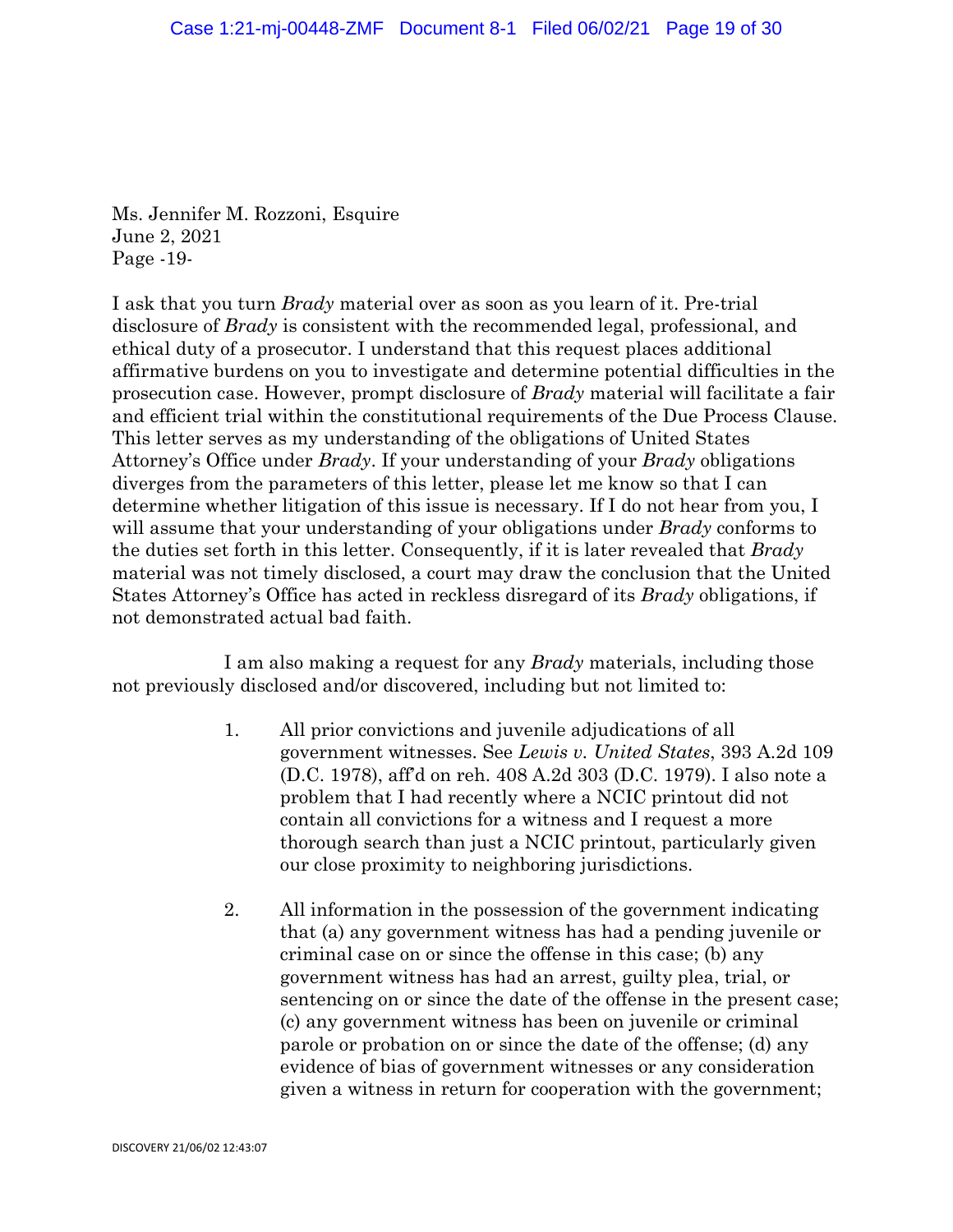Ms. Jennifer M. Rozzoni, Esquire
June 2, 2021
Page -19-

I ask that you turn *Brady* material over as soon as you learn of it. Pre-trial disclosure of *Brady* is consistent with the recommended legal, professional, and ethical duty of a prosecutor. I understand that this request places additional affirmative burdens on you to investigate and determine potential difficulties in the prosecution case. However, prompt disclosure of *Brady* material will facilitate a fair and efficient trial within the constitutional requirements of the Due Process Clause. This letter serves as my understanding of the obligations of United States Attorney's Office under *Brady*. If your understanding of your *Brady* obligations diverges from the parameters of this letter, please let me know so that I can determine whether litigation of this issue is necessary. If I do not hear from you, I will assume that your understanding of your obligations under *Brady* conforms to the duties set forth in this letter. Consequently, if it is later revealed that *Brady* material was not timely disclosed, a court may draw the conclusion that the United States Attorney's Office has acted in reckless disregard of its *Brady* obligations, if not demonstrated actual bad faith.

I am also making a request for any *Brady* materials, including those not previously disclosed and/or discovered, including but not limited to:

1. All prior convictions and juvenile adjudications of all government witnesses. See *Lewis v. United States*, 393 A.2d 109 (D.C. 1978), aff'd on reh. 408 A.2d 303 (D.C. 1979). I also note a problem that I had recently where a NCIC printout did not contain all convictions for a witness and I request a more thorough search than just a NCIC printout, particularly given our close proximity to neighboring jurisdictions.

2. All information in the possession of the government indicating that (a) any government witness has had a pending juvenile or criminal case on or since the offense in this case; (b) any government witness has had an arrest, guilty plea, trial, or sentencing on or since the date of the offense in the present case; (c) any government witness has been on juvenile or criminal parole or probation on or since the date of the offense; (d) any evidence of bias of government witnesses or any consideration given a witness in return for cooperation with the government;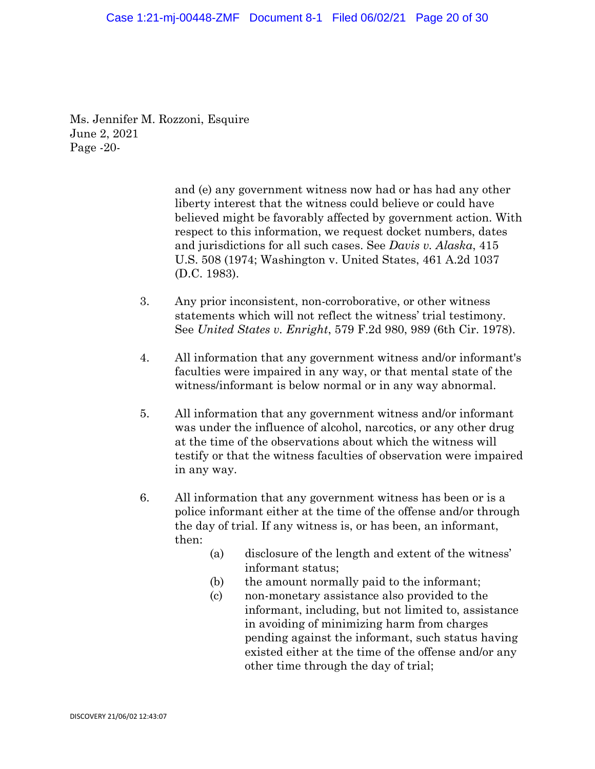Ms. Jennifer M. Rozzoni, Esquire
June 2, 2021
Page -20-

and (e) any government witness now had or has had any other liberty interest that the witness could believe or could have believed might be favorably affected by government action. With respect to this information, we request docket numbers, dates and jurisdictions for all such cases. See *Davis v. Alaska*, 415 U.S. 508 (1974; Washington v. United States, 461 A.2d 1037 (D.C. 1983).

3. Any prior inconsistent, non-corroborative, or other witness statements which will not reflect the witness' trial testimony. See *United States v. Enright*, 579 F.2d 980, 989 (6th Cir. 1978).

4. All information that any government witness and/or informant's faculties were impaired in any way, or that mental state of the witness/informant is below normal or in any way abnormal.

5. All information that any government witness and/or informant was under the influence of alcohol, narcotics, or any other drug at the time of the observations about which the witness will testify or that the witness faculties of observation were impaired in any way.

6. All information that any government witness has been or is a police informant either at the time of the offense and/or through the day of trial. If any witness is, or has been, an informant, then:

   (a) disclosure of the length and extent of the witness' informant status;
   
   (b) the amount normally paid to the informant;
   
   (c) non-monetary assistance also provided to the informant, including, but not limited to, assistance in avoiding of minimizing harm from charges pending against the informant, such status having existed either at the time of the offense and/or any other time through the day of trial;

DISCOVERY 21/06/02 12:43:07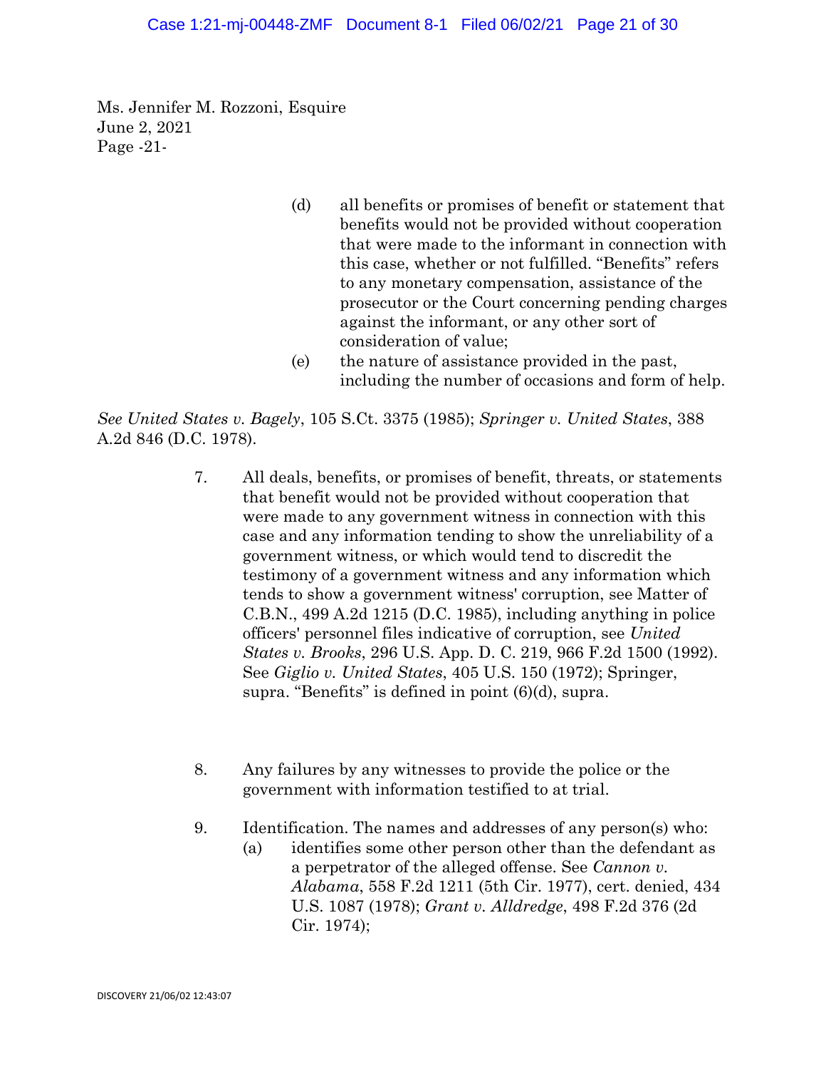Ms. Jennifer M. Rozzoni, Esquire
June 2, 2021
Page -21-

(d) all benefits or promises of benefit or statement that benefits would not be provided without cooperation that were made to the informant in connection with this case, whether or not fulfilled. "Benefits" refers to any monetary compensation, assistance of the prosecutor or the Court concerning pending charges against the informant, or any other sort of consideration of value;

(e) the nature of assistance provided in the past, including the number of occasions and form of help.

*See United States v. Bagely*, 105 S.Ct. 3375 (1985); *Springer v. United States*, 388 A.2d 846 (D.C. 1978).

7. All deals, benefits, or promises of benefit, threats, or statements that benefit would not be provided without cooperation that were made to any government witness in connection with this case and any information tending to show the unreliability of a government witness, or which would tend to discredit the testimony of a government witness and any information which tends to show a government witness' corruption, see Matter of C.B.N., 499 A.2d 1215 (D.C. 1985), including anything in police officers' personnel files indicative of corruption, see *United States v. Brooks*, 296 U.S. App. D. C. 219, 966 F.2d 1500 (1992). See *Giglio v. United States*, 405 U.S. 150 (1972); Springer, supra. "Benefits" is defined in point (6)(d), supra.

8. Any failures by any witnesses to provide the police or the government with information testified to at trial.

9. Identification. The names and addresses of any person(s) who:

(a) identifies some other person other than the defendant as a perpetrator of the alleged offense. See *Cannon v. Alabama*, 558 F.2d 1211 (5th Cir. 1977), cert. denied, 434 U.S. 1087 (1978); *Grant v. Alldredge*, 498 F.2d 376 (2d Cir. 1974);

DISCOVERY 21/06/02 12:43:07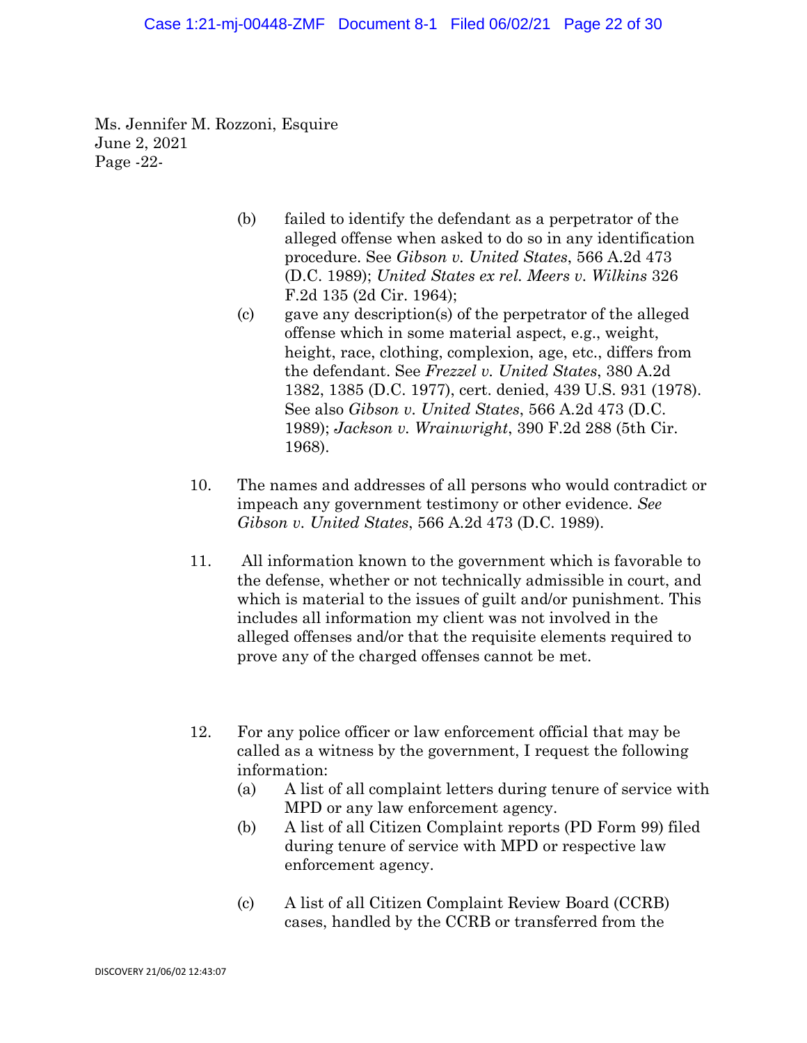Ms. Jennifer M. Rozzoni, Esquire
June 2, 2021
Page -22-

(b) failed to identify the defendant as a perpetrator of the alleged offense when asked to do so in any identification procedure. See *Gibson v. United States*, 566 A.2d 473 (D.C. 1989); *United States ex rel. Meers v. Wilkins* 326 F.2d 135 (2d Cir. 1964);

(c) gave any description(s) of the perpetrator of the alleged offense which in some material aspect, e.g., weight, height, race, clothing, complexion, age, etc., differs from the defendant. See *Frezzel v. United States*, 380 A.2d 1382, 1385 (D.C. 1977), cert. denied, 439 U.S. 931 (1978). See also *Gibson v. United States*, 566 A.2d 473 (D.C. 1989); *Jackson v. Wrainwright*, 390 F.2d 288 (5th Cir. 1968).

10. The names and addresses of all persons who would contradict or impeach any government testimony or other evidence. *See Gibson v. United States*, 566 A.2d 473 (D.C. 1989).

11. All information known to the government which is favorable to the defense, whether or not technically admissible in court, and which is material to the issues of guilt and/or punishment. This includes all information my client was not involved in the alleged offenses and/or that the requisite elements required to prove any of the charged offenses cannot be met.

12. For any police officer or law enforcement official that may be called as a witness by the government, I request the following information:

(a) A list of all complaint letters during tenure of service with MPD or any law enforcement agency.

(b) A list of all Citizen Complaint reports (PD Form 99) filed during tenure of service with MPD or respective law enforcement agency.

(c) A list of all Citizen Complaint Review Board (CCRB) cases, handled by the CCRB or transferred from the

DISCOVERY 21/06/02 12:43:07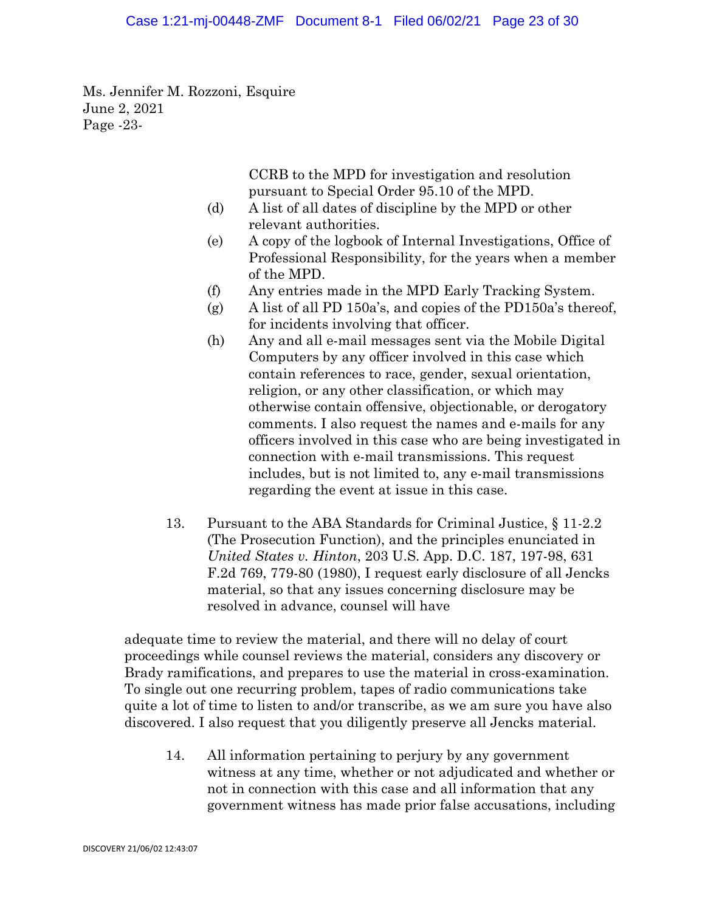Ms. Jennifer M. Rozzoni, Esquire
June 2, 2021
Page -23-

CCRB to the MPD for investigation and resolution pursuant to Special Order 95.10 of the MPD.

(d) A list of all dates of discipline by the MPD or other relevant authorities.

(e) A copy of the logbook of Internal Investigations, Office of Professional Responsibility, for the years when a member of the MPD.

(f) Any entries made in the MPD Early Tracking System.

(g) A list of all PD 150a's, and copies of the PD150a's thereof, for incidents involving that officer.

(h) Any and all e-mail messages sent via the Mobile Digital Computers by any officer involved in this case which contain references to race, gender, sexual orientation, religion, or any other classification, or which may otherwise contain offensive, objectionable, or derogatory comments. I also request the names and e-mails for any officers involved in this case who are being investigated in connection with e-mail transmissions. This request includes, but is not limited to, any e-mail transmissions regarding the event at issue in this case.

13. Pursuant to the ABA Standards for Criminal Justice, § 11-2.2 (The Prosecution Function), and the principles enunciated in *United States v. Hinton*, 203 U.S. App. D.C. 187, 197-98, 631 F.2d 769, 779-80 (1980), I request early disclosure of all Jencks material, so that any issues concerning disclosure may be resolved in advance, counsel will have adequate time to review the material, and there will no delay of court proceedings while counsel reviews the material, considers any discovery or Brady ramifications, and prepares to use the material in cross-examination. To single out one recurring problem, tapes of radio communications take quite a lot of time to listen to and/or transcribe, as we am sure you have also discovered. I also request that you diligently preserve all Jencks material.

14. All information pertaining to perjury by any government witness at any time, whether or not adjudicated and whether or not in connection with this case and all information that any government witness has made prior false accusations, including

DISCOVERY 21/06/02 12:43:07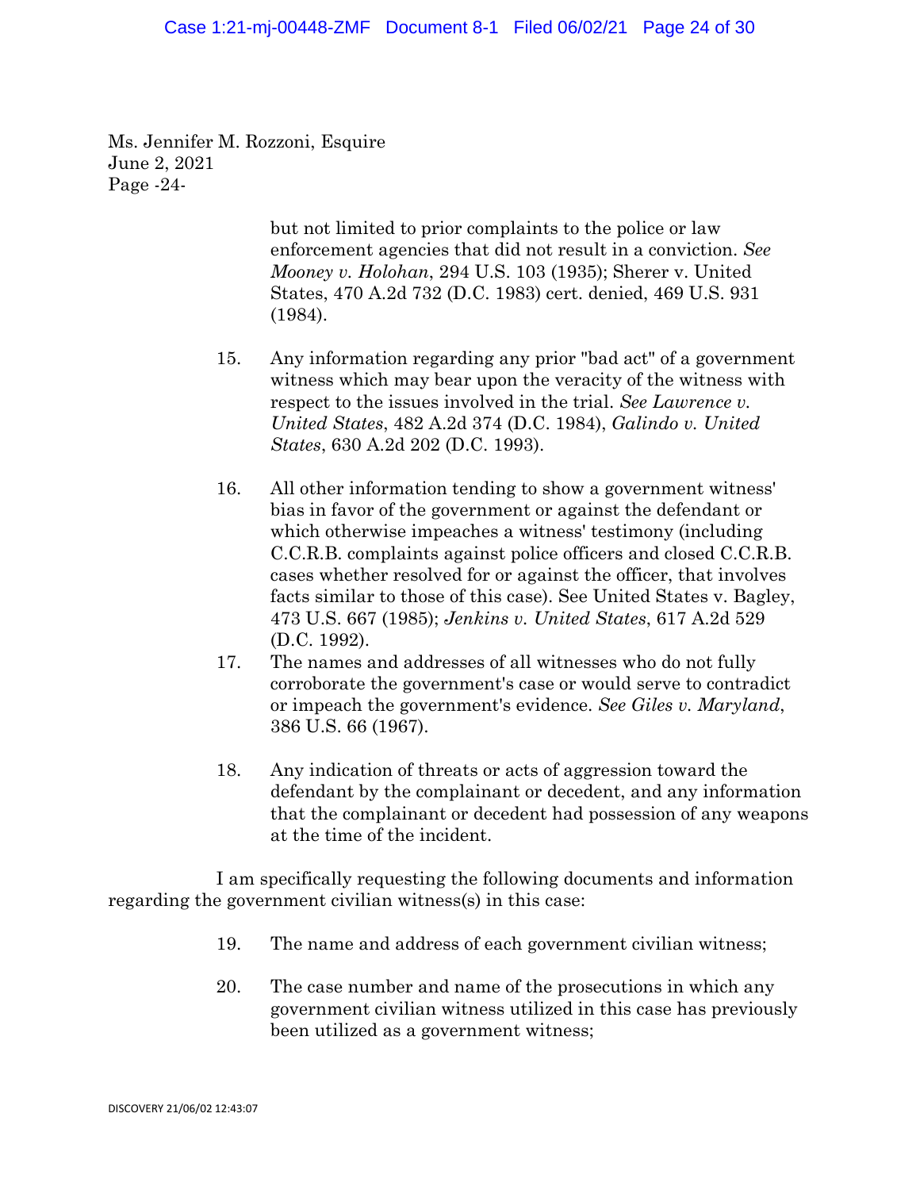Ms. Jennifer M. Rozzoni, Esquire
June 2, 2021
Page -24-

but not limited to prior complaints to the police or law enforcement agencies that did not result in a conviction. *See Mooney v. Holohan*, 294 U.S. 103 (1935); Sherer v. United States, 470 A.2d 732 (D.C. 1983) cert. denied, 469 U.S. 931 (1984).

15. Any information regarding any prior "bad act" of a government witness which may bear upon the veracity of the witness with respect to the issues involved in the trial. *See Lawrence v. United States*, 482 A.2d 374 (D.C. 1984), *Galindo v. United States*, 630 A.2d 202 (D.C. 1993).

16. All other information tending to show a government witness' bias in favor of the government or against the defendant or which otherwise impeaches a witness' testimony (including C.C.R.B. complaints against police officers and closed C.C.R.B. cases whether resolved for or against the officer, that involves facts similar to those of this case). See United States v. Bagley, 473 U.S. 667 (1985); *Jenkins v. United States*, 617 A.2d 529 (D.C. 1992).

17. The names and addresses of all witnesses who do not fully corroborate the government's case or would serve to contradict or impeach the government's evidence. *See Giles v. Maryland*, 386 U.S. 66 (1967).

18. Any indication of threats or acts of aggression toward the defendant by the complainant or decedent, and any information that the complainant or decedent had possession of any weapons at the time of the incident.

I am specifically requesting the following documents and information regarding the government civilian witness(s) in this case:

19. The name and address of each government civilian witness;

20. The case number and name of the prosecutions in which any government civilian witness utilized in this case has previously been utilized as a government witness;

DISCOVERY 21/06/02 12:43:07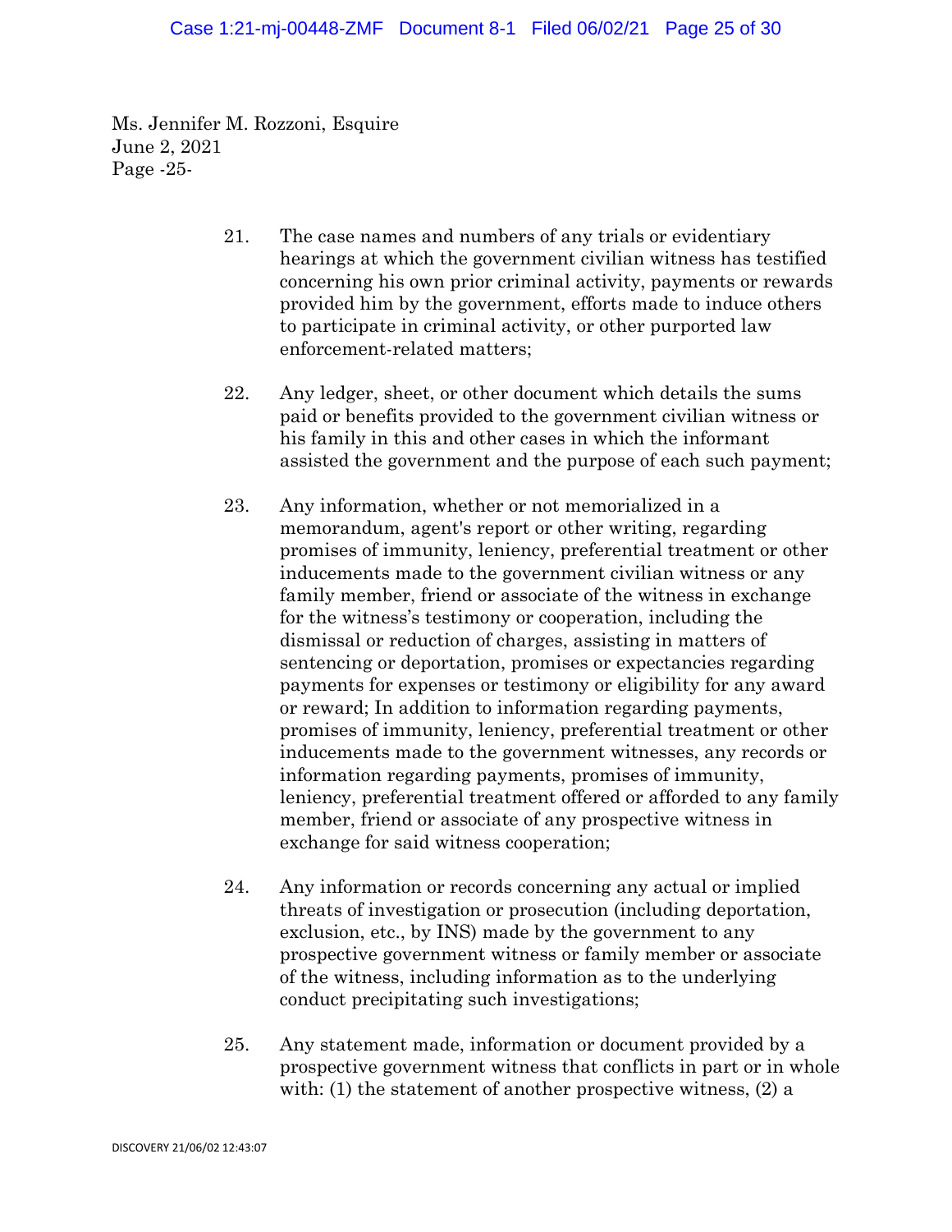Ms. Jennifer M. Rozzoni, Esquire
June 2, 2021
Page -25-

21. The case names and numbers of any trials or evidentiary hearings at which the government civilian witness has testified concerning his own prior criminal activity, payments or rewards provided him by the government, efforts made to induce others to participate in criminal activity, or other purported law enforcement-related matters;

22. Any ledger, sheet, or other document which details the sums paid or benefits provided to the government civilian witness or his family in this and other cases in which the informant assisted the government and the purpose of each such payment;

23. Any information, whether or not memorialized in a memorandum, agent's report or other writing, regarding promises of immunity, leniency, preferential treatment or other inducements made to the government civilian witness or any family member, friend or associate of the witness in exchange for the witness's testimony or cooperation, including the dismissal or reduction of charges, assisting in matters of sentencing or deportation, promises or expectancies regarding payments for expenses or testimony or eligibility for any award or reward; In addition to information regarding payments, promises of immunity, leniency, preferential treatment or other inducements made to the government witnesses, any records or information regarding payments, promises of immunity, leniency, preferential treatment offered or afforded to any family member, friend or associate of any prospective witness in exchange for said witness cooperation;

24. Any information or records concerning any actual or implied threats of investigation or prosecution (including deportation, exclusion, etc., by INS) made by the government to any prospective government witness or family member or associate of the witness, including information as to the underlying conduct precipitating such investigations;

25. Any statement made, information or document provided by a prospective government witness that conflicts in part or in whole with: (1) the statement of another prospective witness, (2) a

DISCOVERY 21/06/02 12:43:07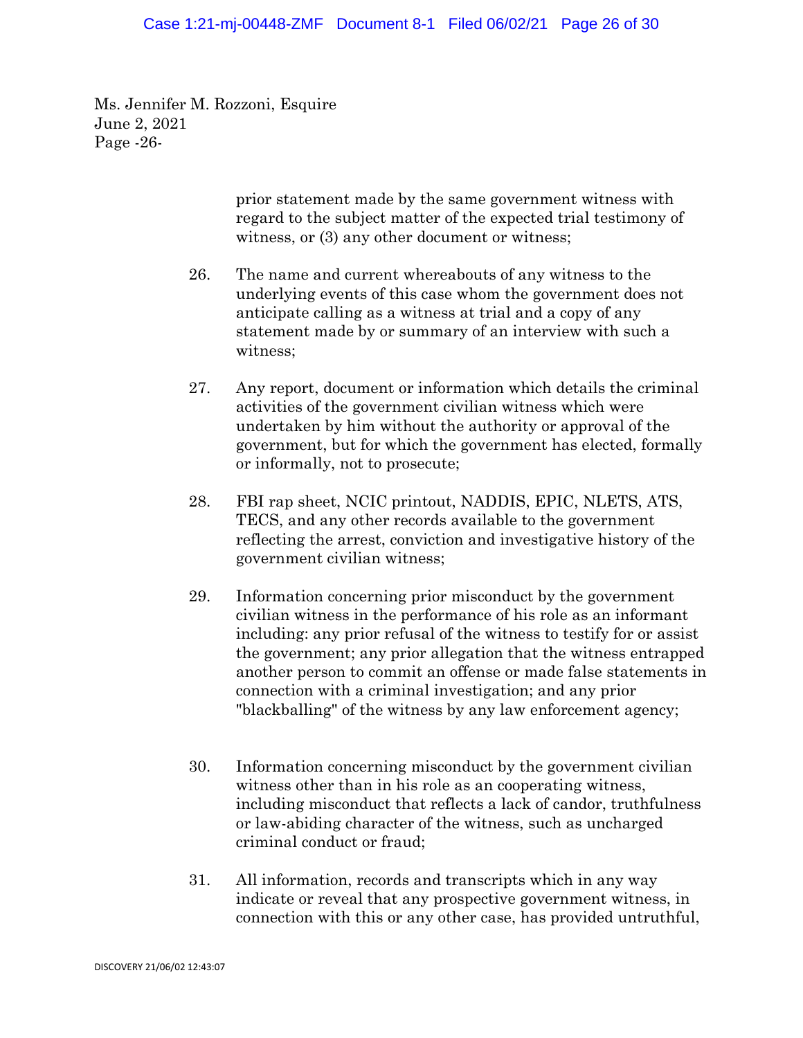Ms. Jennifer M. Rozzoni, Esquire
June 2, 2021
Page -26-

prior statement made by the same government witness with regard to the subject matter of the expected trial testimony of witness, or (3) any other document or witness;

26. The name and current whereabouts of any witness to the underlying events of this case whom the government does not anticipate calling as a witness at trial and a copy of any statement made by or summary of an interview with such a witness;

27. Any report, document or information which details the criminal activities of the government civilian witness which were undertaken by him without the authority or approval of the government, but for which the government has elected, formally or informally, not to prosecute;

28. FBI rap sheet, NCIC printout, NADDIS, EPIC, NLETS, ATS, TECS, and any other records available to the government reflecting the arrest, conviction and investigative history of the government civilian witness;

29. Information concerning prior misconduct by the government civilian witness in the performance of his role as an informant including: any prior refusal of the witness to testify for or assist the government; any prior allegation that the witness entrapped another person to commit an offense or made false statements in connection with a criminal investigation; and any prior "blackballing" of the witness by any law enforcement agency;

30. Information concerning misconduct by the government civilian witness other than in his role as an cooperating witness, including misconduct that reflects a lack of candor, truthfulness or law-abiding character of the witness, such as uncharged criminal conduct or fraud;

31. All information, records and transcripts which in any way indicate or reveal that any prospective government witness, in connection with this or any other case, has provided untruthful,

DISCOVERY 21/06/02 12:43:07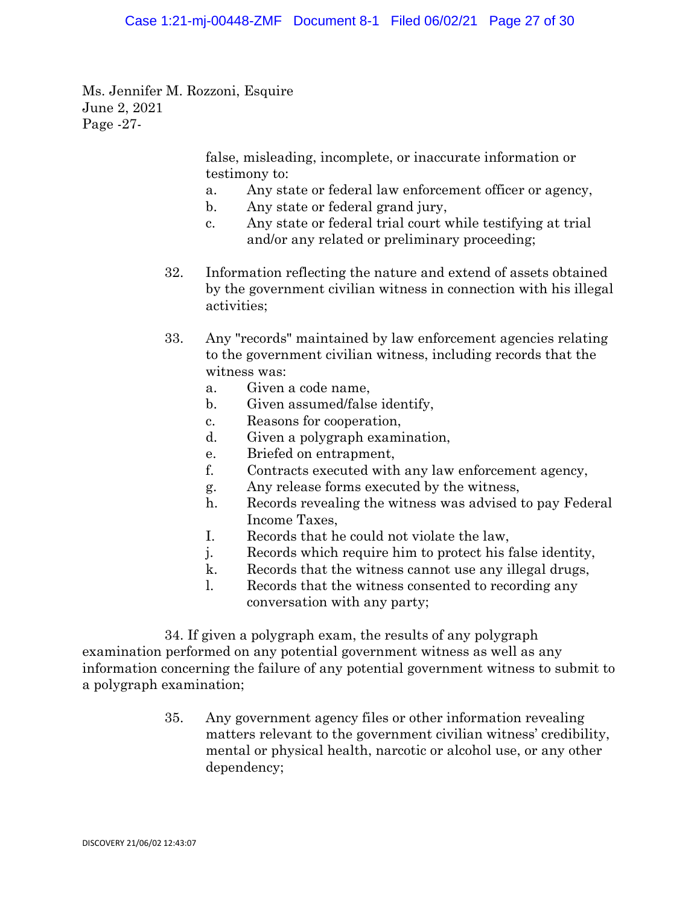Ms. Jennifer M. Rozzoni, Esquire
June 2, 2021
Page -27-

false, misleading, incomplete, or inaccurate information or testimony to:

a. Any state or federal law enforcement officer or agency,
b. Any state or federal grand jury,
c. Any state or federal trial court while testifying at trial and/or any related or preliminary proceeding;

32. Information reflecting the nature and extend of assets obtained by the government civilian witness in connection with his illegal activities;

33. Any "records" maintained by law enforcement agencies relating to the government civilian witness, including records that the witness was:

a. Given a code name,
b. Given assumed/false identify,
c. Reasons for cooperation,
d. Given a polygraph examination,
e. Briefed on entrapment,
f. Contracts executed with any law enforcement agency,
g. Any release forms executed by the witness,
h. Records revealing the witness was advised to pay Federal Income Taxes,
I. Records that he could not violate the law,
j. Records which require him to protect his false identity,
k. Records that the witness cannot use any illegal drugs,
l. Records that the witness consented to recording any conversation with any party;

34. If given a polygraph exam, the results of any polygraph examination performed on any potential government witness as well as any information concerning the failure of any potential government witness to submit to a polygraph examination;

35. Any government agency files or other information revealing matters relevant to the government civilian witness' credibility, mental or physical health, narcotic or alcohol use, or any other dependency;

DISCOVERY 21/06/02 12:43:07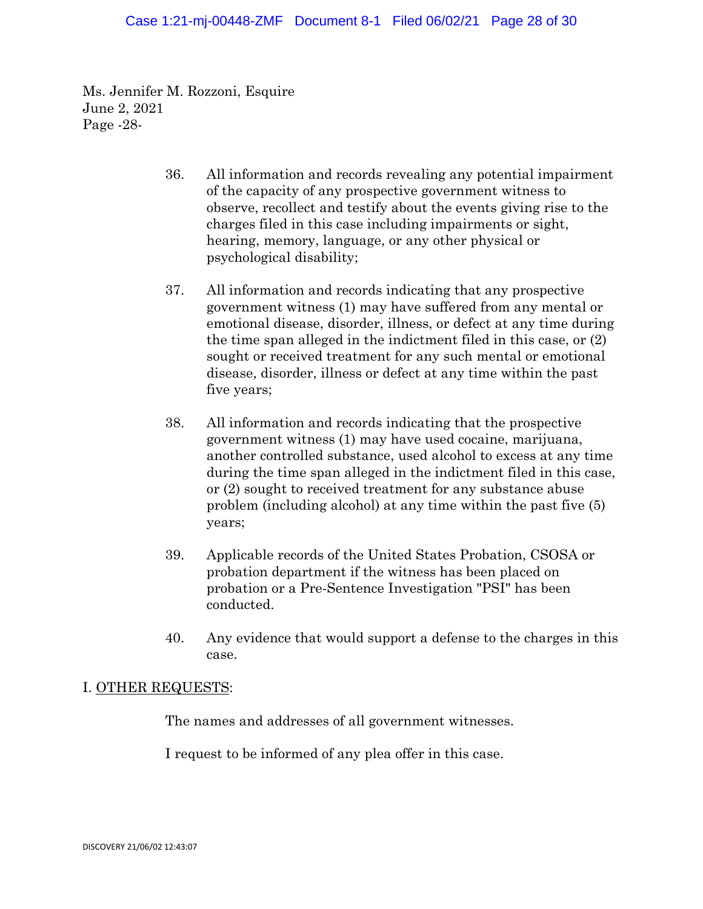Ms. Jennifer M. Rozzoni, Esquire
June 2, 2021
Page -28-

36. All information and records revealing any potential impairment of the capacity of any prospective government witness to observe, recollect and testify about the events giving rise to the charges filed in this case including impairments or sight, hearing, memory, language, or any other physical or psychological disability;

37. All information and records indicating that any prospective government witness (1) may have suffered from any mental or emotional disease, disorder, illness, or defect at any time during the time span alleged in the indictment filed in this case, or (2) sought or received treatment for any such mental or emotional disease, disorder, illness or defect at any time within the past five years;

38. All information and records indicating that the prospective government witness (1) may have used cocaine, marijuana, another controlled substance, used alcohol to excess at any time during the time span alleged in the indictment filed in this case, or (2) sought to received treatment for any substance abuse problem (including alcohol) at any time within the past five (5) years;

39. Applicable records of the United States Probation, CSOSA or probation department if the witness has been placed on probation or a Pre-Sentence Investigation "PSI" has been conducted.

40. Any evidence that would support a defense to the charges in this case.

I. <u>OTHER REQUESTS</u>:

The names and addresses of all government witnesses.

I request to be informed of any plea offer in this case.

DISCOVERY 21/06/02 12:43:07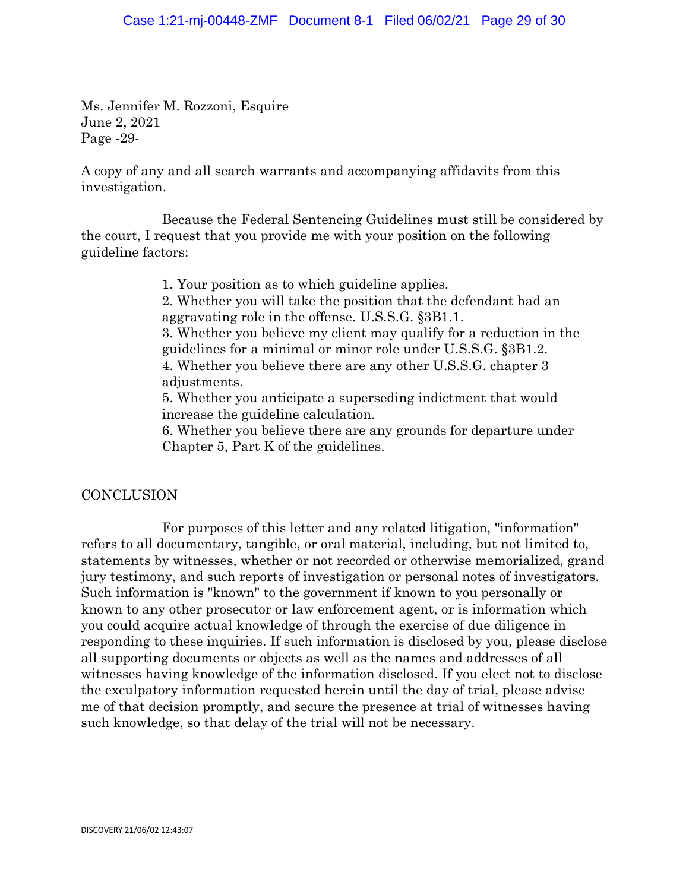Ms. Jennifer M. Rozzoni, Esquire
June 2, 2021
Page -29-

A copy of any and all search warrants and accompanying affidavits from this investigation.

Because the Federal Sentencing Guidelines must still be considered by the court, I request that you provide me with your position on the following guideline factors:

1. Your position as to which guideline applies.
2. Whether you will take the position that the defendant had an aggravating role in the offense. U.S.S.G. §3B1.1.
3. Whether you believe my client may qualify for a reduction in the guidelines for a minimal or minor role under U.S.S.G. §3B1.2.
4. Whether you believe there are any other U.S.S.G. chapter 3 adjustments.
5. Whether you anticipate a superseding indictment that would increase the guideline calculation.
6. Whether you believe there are any grounds for departure under Chapter 5, Part K of the guidelines.

## CONCLUSION

For purposes of this letter and any related litigation, "information" refers to all documentary, tangible, or oral material, including, but not limited to, statements by witnesses, whether or not recorded or otherwise memorialized, grand jury testimony, and such reports of investigation or personal notes of investigators. Such information is "known" to the government if known to you personally or known to any other prosecutor or law enforcement agent, or is information which you could acquire actual knowledge of through the exercise of due diligence in responding to these inquiries. If such information is disclosed by you, please disclose all supporting documents or objects as well as the names and addresses of all witnesses having knowledge of the information disclosed. If you elect not to disclose the exculpatory information requested herein until the day of trial, please advise me of that decision promptly, and secure the presence at trial of witnesses having such knowledge, so that delay of the trial will not be necessary.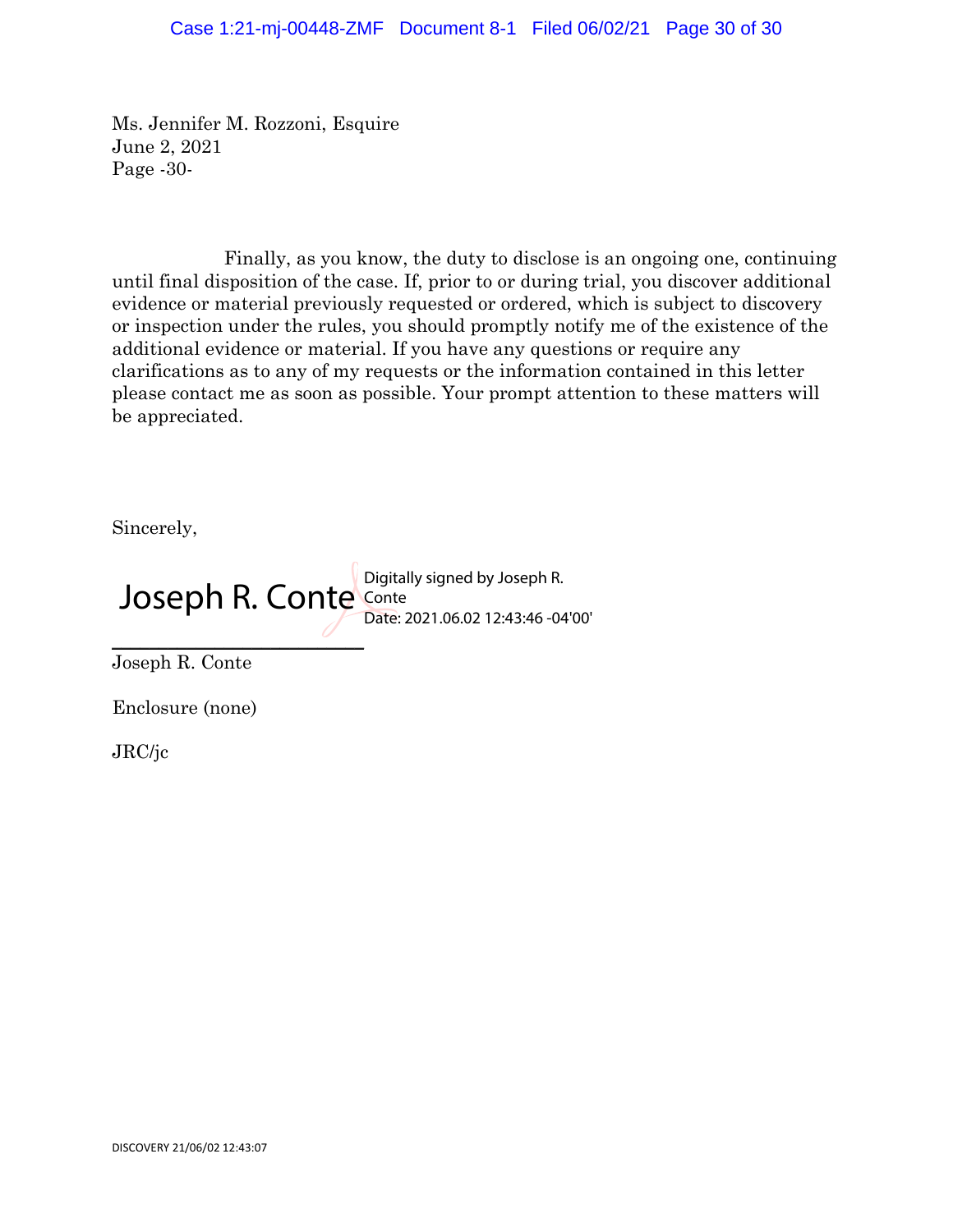Ms. Jennifer M. Rozzoni, Esquire
June 2, 2021
Page -30-

Finally, as you know, the duty to disclose is an ongoing one, continuing until final disposition of the case. If, prior to or during trial, you discover additional evidence or material previously requested or ordered, which is subject to discovery or inspection under the rules, you should promptly notify me of the existence of the additional evidence or material. If you have any questions or require any clarifications as to any of my requests or the information contained in this letter please contact me as soon as possible. Your prompt attention to these matters will be appreciated.

Sincerely,

Joseph R. Conte Digitally signed by Joseph R. Conte
Date: 2021.06.02 12:43:46 -04'00'

Joseph R. Conte

Enclosure (none)

JRC/jc

DISCOVERY 21/06/02 12:43:07